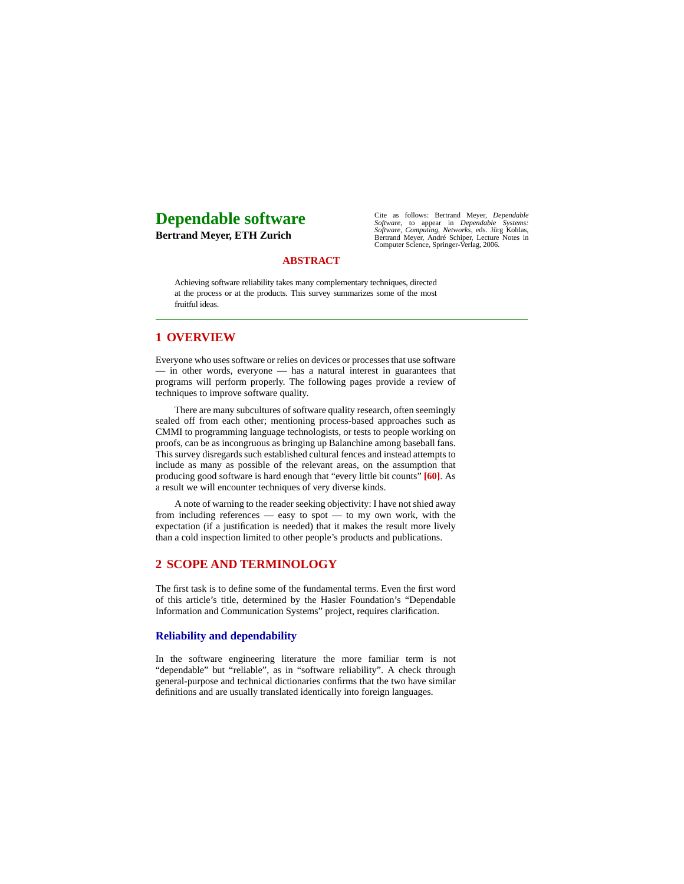# Dependable software

**Bertrand Meyer, ETH Zurich**

Cite as follows: Bertrand Meyer, *Dependable Software*, to appear in *Dependable Systems: Software, Computing, Networks*, eds. Jürg Kohlas, Bertrand Meyer, André Schiper, Lecture Notes in Computer Science, Springer-Verlag, 2006.

## ABSTRACT

Achieving software reliability takes many complementary techniques, directed at the process or at the products. This survey summarizes some of the most fruitful ideas.

## 1 OVERVIEW

Everyone who uses software or relies on devices or processes that use software — in other words, everyone — has a natural interest in guarantees that programs will perform properly. The following pages provide a review of techniques to improve software quality.

There are many subcultures of software quality research, often seemingly sealed off from each other; mentioning process-based approaches such as CMMI to programming language technologists, or tests to people working on proofs, can be as incongruous as bringing up Balanchine among baseball fans. This survey disregards such established cultural fences and instead attempts to include as many as possible of the relevant areas, on the assumption that producing good software is hard enough that "every little bit counts" **[60]**. As a result we will encounter techniques of very diverse kinds.

A note of warning to the reader seeking objectivity: I have not shied away from including references — easy to spot — to my own work, with the expectation (if a justification is needed) that it makes the result more lively than a cold inspection limited to other people's products and publications.

## 2 SCOPE AND TERMINOLOGY

The first task is to define some of the fundamental terms. Even the first word of this article's title, determined by the Hasler Foundation's "Dependable Information and Communication Systems" project, requires clarification.

### Reliability and dependability

In the software engineering literature the more familiar term is not "dependable" but "reliable", as in "software reliability". A check through general-purpose and technical dictionaries confirms that the two have similar definitions and are usually translated identically into foreign languages.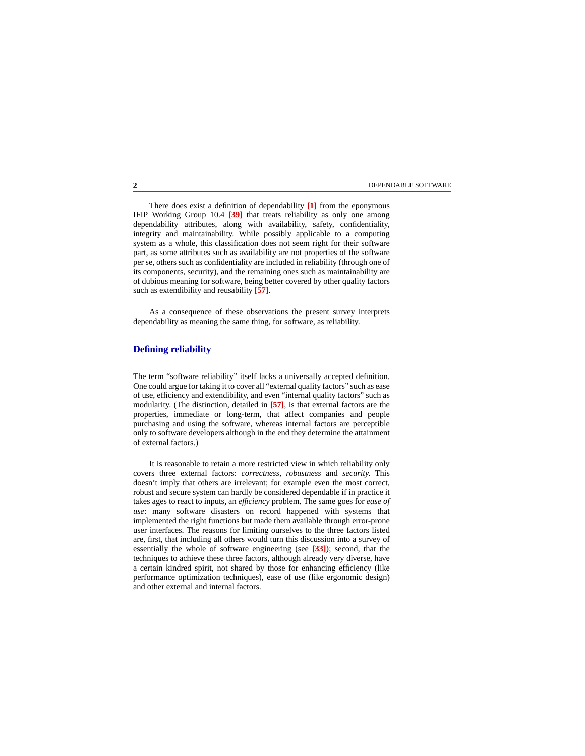There does exist a definition of dependability [1] from the eponymous IFIP Working Group 10.4 [39] that treats reliability as only one among dependability attributes, along with availability, safety, confidentiality, integrity and maintainability. While possibly applicable to a computing system as a whole, this classification does not seem right for their software part, as some attributes such as availability are not properties of the software per se, others such as confidentiality are included in reliability (through one of its components, security), and the remaining ones such as maintainability are of dubious meaning for software, being better covered by other quality factors such as extendibility and reusability [57].

As a consequence of these observations the present survey interprets dependability as meaning the same thing, for software, as reliability.

## Defining reliability

The term "software reliability" itself lacks a universally accepted definition. One could argue for taking it to cover all "external quality factors" such as ease of use, efficiency and extendibility, and even "internal quality factors" such as modularity. (The distinction, detailed in [57], is that external factors are the properties, immediate or long-term, that affect companies and people purchasing and using the software, whereas internal factors are perceptible only to software developers although in the end they determine the attainment of external factors.)

It is reasonable to retain a more restricted view in which reliability only covers three external factors: *correctness*, *robustness* and *security.* This doesn't imply that others are irrelevant; for example even the most correct, robust and secure system can hardly be considered dependable if in practice it takes ages to react to inputs, an *efficiency* problem. The same goes for *ease of use*: many software disasters on record happened with systems that implemented the right functions but made them available through error-prone user interfaces. The reasons for limiting ourselves to the three factors listed are, first, that including all others would turn this discussion into a survey of essentially the whole of software engineering (see [33]); second, that the techniques to achieve these three factors, although already very diverse, have a certain kindred spirit, not shared by those for enhancing efficiency (like performance optimization techniques), ease of use (like ergonomic design) and other external and internal factors.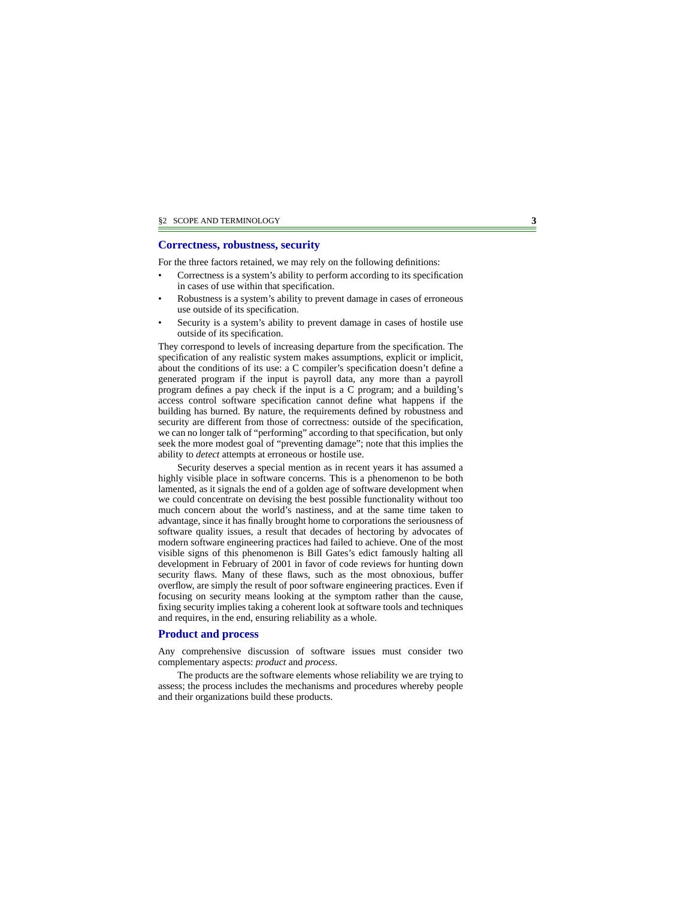## Correctness, robustness, security

For the three factors retained, we may rely on the following definitions:

- Correctness is a system's ability to perform according to its specification in cases of use within that specification.
- Robustness is a system's ability to prevent damage in cases of erroneous use outside of its specification.
- Security is a system's ability to prevent damage in cases of hostile use outside of its specification.

They correspond to levels of increasing departure from the specification. The specification of any realistic system makes assumptions, explicit or implicit, about the conditions of its use: a C compiler's specification doesn't define a generated program if the input is payroll data, any more than a payroll program defines a pay check if the input is a C program; and a building's access control software specification cannot define what happens if the building has burned. By nature, the requirements defined by robustness and security are different from those of correctness: outside of the specification, we can no longer talk of "performing" according to that specification, but only seek the more modest goal of "preventing damage"; note that this implies the ability to *detect* attempts at erroneous or hostile use.

Security deserves a special mention as in recent years it has assumed a highly visible place in software concerns. This is a phenomenon to be both lamented, as it signals the end of a golden age of software development when we could concentrate on devising the best possible functionality without too much concern about the world's nastiness, and at the same time taken to advantage, since it has finally brought home to corporations the seriousness of software quality issues, a result that decades of hectoring by advocates of modern software engineering practices had failed to achieve. One of the most visible signs of this phenomenon is Bill Gates's edict famously halting all development in February of 2001 in favor of code reviews for hunting down security flaws. Many of these flaws, such as the most obnoxious, buffer overflow, are simply the result of poor software engineering practices. Even if focusing on security means looking at the symptom rather than the cause, fixing security implies taking a coherent look at software tools and techniques and requires, in the end, ensuring reliability as a whole.

## Product and process

Any comprehensive discussion of software issues must consider two complementary aspects: *product* and *process*.

The products are the software elements whose reliability we are trying to assess; the process includes the mechanisms and procedures whereby people and their organizations build these products.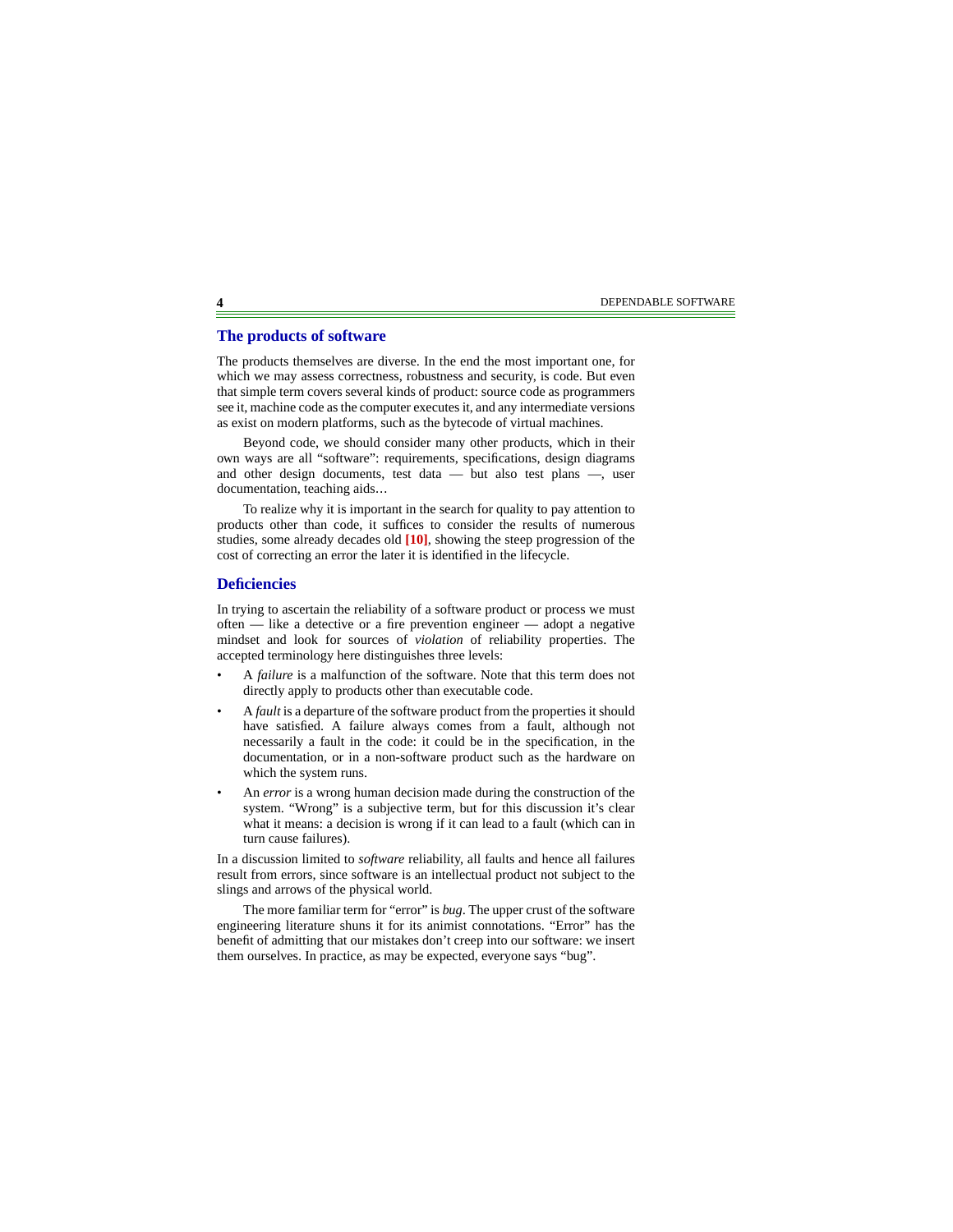## The products of software

The products themselves are diverse. In the end the most important one, for which we may assess correctness, robustness and security, is code. But even that simple term covers several kinds of product: source code as programmers see it, machine code as the computer executes it, and any intermediate versions as exist on modern platforms, such as the bytecode of virtual machines.

Beyond code, we should consider many other products, which in their own ways are all "software": requirements, specifications, design diagrams and other design documents, test data — but also test plans —, user documentation, teaching aids…

To realize why it is important in the search for quality to pay attention to products other than code, it suffices to consider the results of numerous studies, some already decades old **[10]**, showing the steep progression of the cost of correcting an error the later it is identified in the lifecycle.

## Deficiencies

In trying to ascertain the reliability of a software product or process we must often — like a detective or a fire prevention engineer — adopt a negative mindset and look for sources of *violation* of reliability properties. The accepted terminology here distinguishes three levels:

- A *failure* is a malfunction of the software. Note that this term does not directly apply to products other than executable code.
- A *fault* is a departure of the software product from the properties it should have satisfied. A failure always comes from a fault, although not necessarily a fault in the code: it could be in the specification, in the documentation, or in a non-software product such as the hardware on which the system runs.
- An *error* is a wrong human decision made during the construction of the system. "Wrong" is a subjective term, but for this discussion it's clear what it means: a decision is wrong if it can lead to a fault (which can in turn cause failures).

In a discussion limited to *software* reliability, all faults and hence all failures result from errors, since software is an intellectual product not subject to the slings and arrows of the physical world.

The more familiar term for "error" is *bug*. The upper crust of the software engineering literature shuns it for its animist connotations. "Error" has the benefit of admitting that our mistakes don't creep into our software: we insert them ourselves. In practice, as may be expected, everyone says "bug".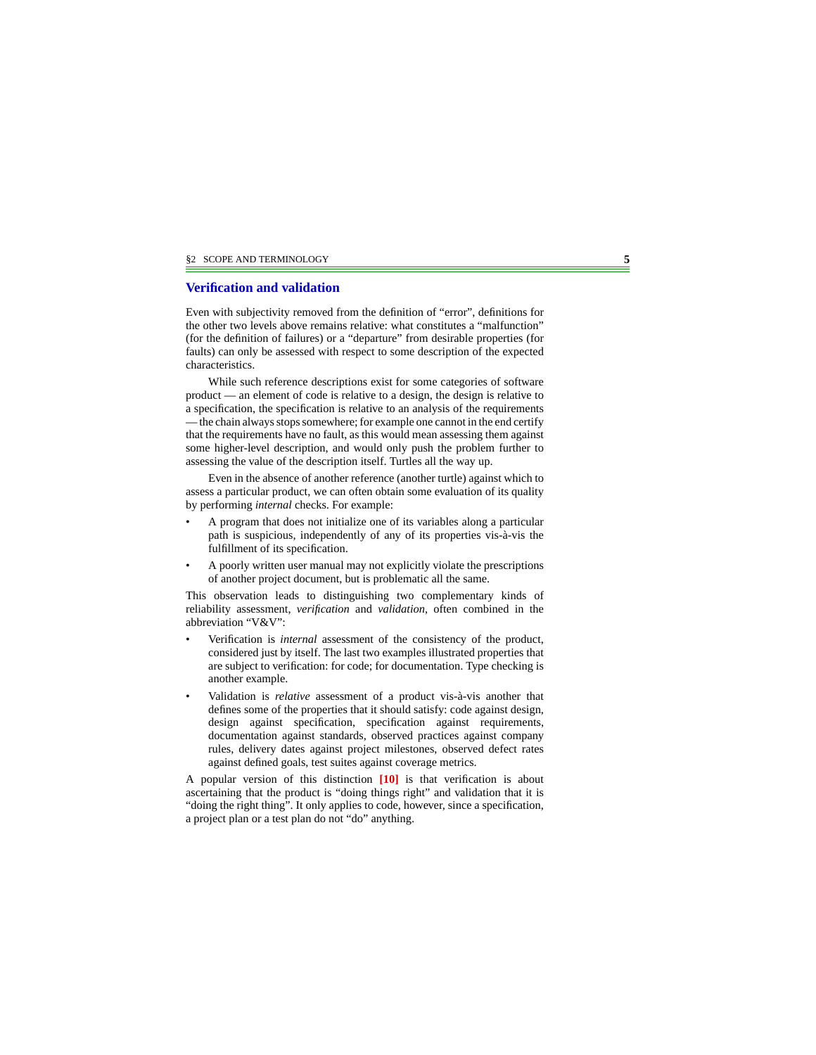## Verification and validation

Even with subjectivity removed from the definition of "error", definitions for the other two levels above remains relative: what constitutes a "malfunction" (for the definition of failures) or a "departure" from desirable properties (for faults) can only be assessed with respect to some description of the expected characteristics.

While such reference descriptions exist for some categories of software product — an element of code is relative to a design, the design is relative to a specification, the specification is relative to an analysis of the requirements — the chain always stops somewhere; for example one cannot in the end certify that the requirements have no fault, as this would mean assessing them against some higher-level description, and would only push the problem further to assessing the value of the description itself. Turtles all the way up.

Even in the absence of another reference (another turtle) against which to assess a particular product, we can often obtain some evaluation of its quality by performing *internal* checks. For example:

- A program that does not initialize one of its variables along a particular path is suspicious, independently of any of its properties vis-à-vis the fulfillment of its specification.
- A poorly written user manual may not explicitly violate the prescriptions of another project document, but is problematic all the same.

This observation leads to distinguishing two complementary kinds of reliability assessment, *verification* and *validation*, often combined in the abbreviation "V&V":

- Verification is *internal* assessment of the consistency of the product, considered just by itself. The last two examples illustrated properties that are subject to verification: for code; for documentation. Type checking is another example.
- Validation is *relative* assessment of a product vis-à-vis another that defines some of the properties that it should satisfy: code against design, design against specification, specification against requirements, documentation against standards, observed practices against company rules, delivery dates against project milestones, observed defect rates against defined goals, test suites against coverage metrics.

A popular version of this distinction **[10]** is that verification is about ascertaining that the product is "doing things right" and validation that it is "doing the right thing". It only applies to code, however, since a specification, a project plan or a test plan do not "do" anything.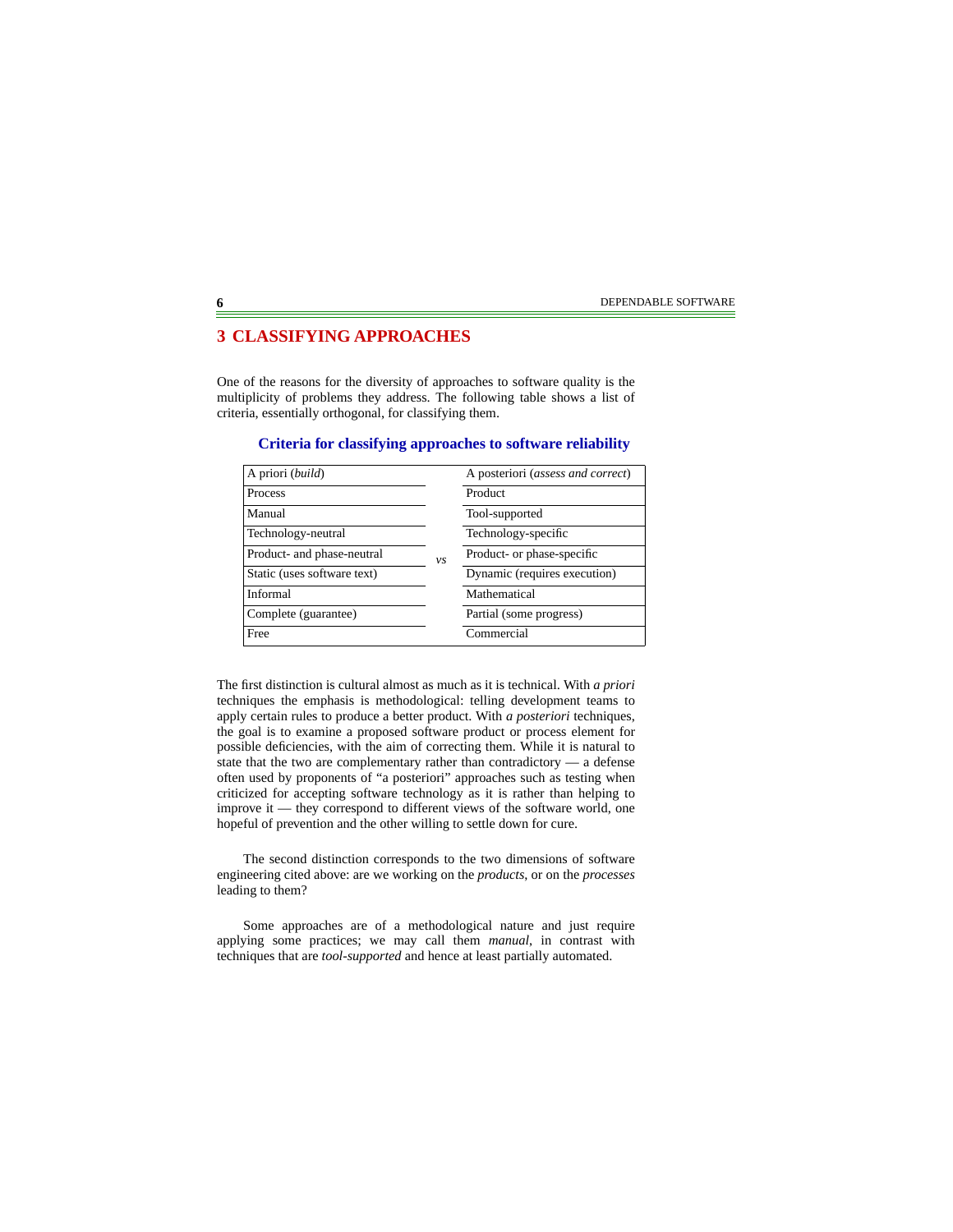## 3 CLASSIFYING APPROACHES

One of the reasons for the diversity of approaches to software quality is the multiplicity of problems they address. The following table shows a list of criteria, essentially orthogonal, for classifying them.

**Criteria for classifying approaches to software reliability**

| | | |
|---|---|---|
| A priori (*build*) | | A posteriori (*assess and correct*) |
| Process | | Product |
| Manual | | Tool-supported |
| Technology-neutral | | Technology-specific |
| Product- and phase-neutral | *vs* | Product- or phase-specific |
| Static (uses software text) | | Dynamic (requires execution) |
| Informal | | Mathematical |
| Complete (guarantee) | | Partial (some progress) |
| Free | | Commercial |

The first distinction is cultural almost as much as it is technical. With *a priori* techniques the emphasis is methodological: telling development teams to apply certain rules to produce a better product. With *a posteriori* techniques, the goal is to examine a proposed software product or process element for possible deficiencies, with the aim of correcting them. While it is natural to state that the two are complementary rather than contradictory — a defense often used by proponents of "a posteriori" approaches such as testing when criticized for accepting software technology as it is rather than helping to improve it — they correspond to different views of the software world, one hopeful of prevention and the other willing to settle down for cure.

The second distinction corresponds to the two dimensions of software engineering cited above: are we working on the *products*, or on the *processes* leading to them?

Some approaches are of a methodological nature and just require applying some practices; we may call them *manual*, in contrast with techniques that are *tool-supported* and hence at least partially automated.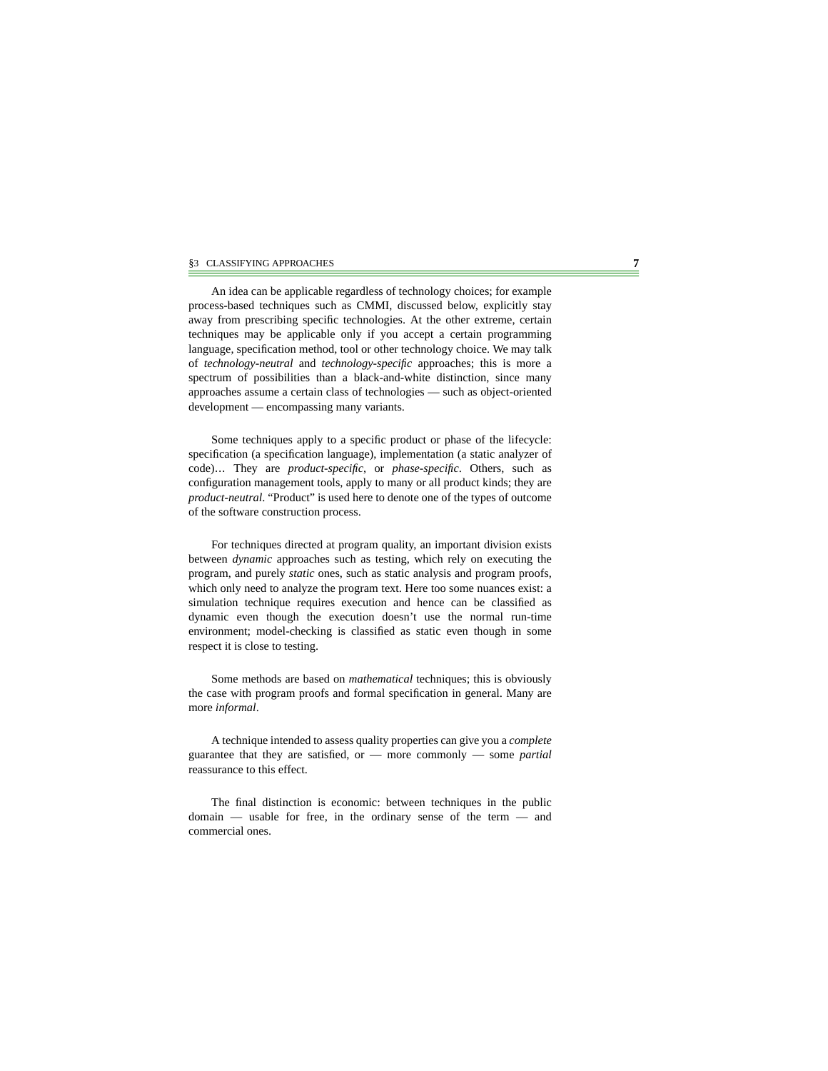An idea can be applicable regardless of technology choices; for example process-based techniques such as CMMI, discussed below, explicitly stay away from prescribing specific technologies. At the other extreme, certain techniques may be applicable only if you accept a certain programming language, specification method, tool or other technology choice. We may talk of *technology-neutral* and *technology-specific* approaches; this is more a spectrum of possibilities than a black-and-white distinction, since many approaches assume a certain class of technologies — such as object-oriented development — encompassing many variants.

Some techniques apply to a specific product or phase of the lifecycle: specification (a specification language), implementation (a static analyzer of code)… They are *product-specific*, or *phase-specific*. Others, such as configuration management tools, apply to many or all product kinds; they are *product-neutral*. “Product” is used here to denote one of the types of outcome of the software construction process.

For techniques directed at program quality, an important division exists between *dynamic* approaches such as testing, which rely on executing the program, and purely *static* ones, such as static analysis and program proofs, which only need to analyze the program text. Here too some nuances exist: a simulation technique requires execution and hence can be classified as dynamic even though the execution doesn’t use the normal run-time environment; model-checking is classified as static even though in some respect it is close to testing.

Some methods are based on *mathematical* techniques; this is obviously the case with program proofs and formal specification in general. Many are more *informal*.

A technique intended to assess quality properties can give you a *complete* guarantee that they are satisfied, or — more commonly — some *partial* reassurance to this effect.

The final distinction is economic: between techniques in the public domain — usable for free, in the ordinary sense of the term — and commercial ones.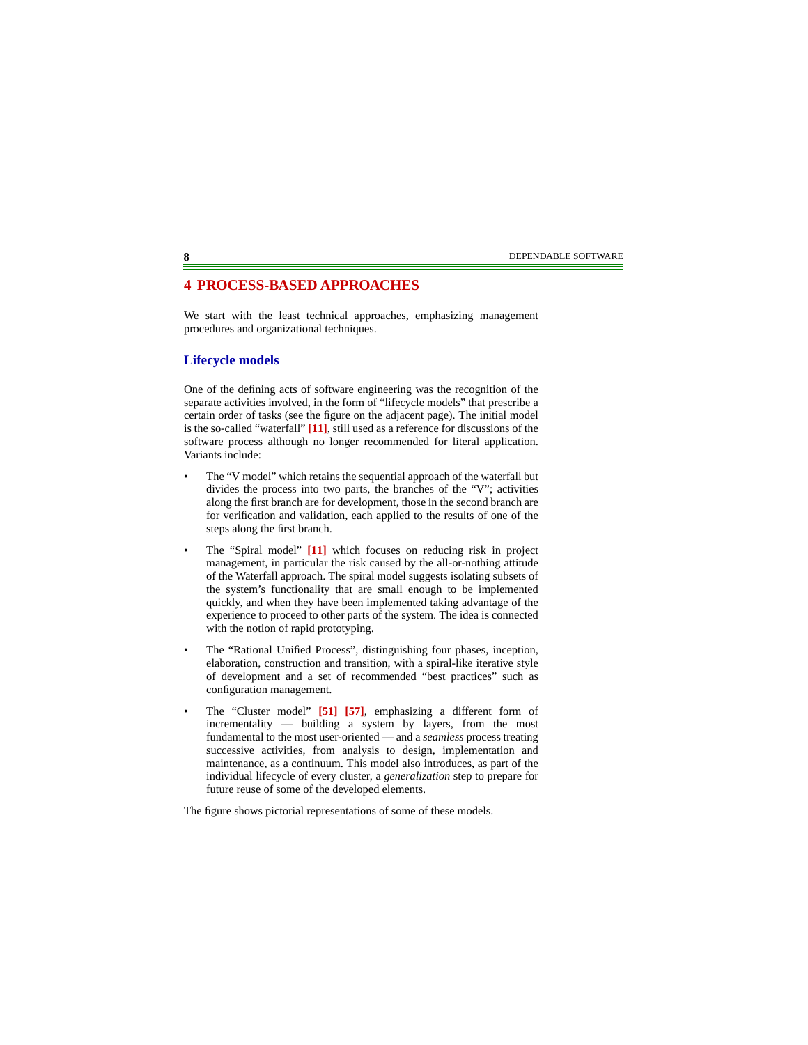## 4 PROCESS-BASED APPROACHES

We start with the least technical approaches, emphasizing management procedures and organizational techniques.

### Lifecycle models

One of the defining acts of software engineering was the recognition of the separate activities involved, in the form of "lifecycle models" that prescribe a certain order of tasks (see the figure on the adjacent page). The initial model is the so-called "waterfall" **[11]**, still used as a reference for discussions of the software process although no longer recommended for literal application. Variants include:

- The "V model" which retains the sequential approach of the waterfall but divides the process into two parts, the branches of the "V"; activities along the first branch are for development, those in the second branch are for verification and validation, each applied to the results of one of the steps along the first branch.
- The "Spiral model" **[11]** which focuses on reducing risk in project management, in particular the risk caused by the all-or-nothing attitude of the Waterfall approach. The spiral model suggests isolating subsets of the system's functionality that are small enough to be implemented quickly, and when they have been implemented taking advantage of the experience to proceed to other parts of the system. The idea is connected with the notion of rapid prototyping.
- The "Rational Unified Process", distinguishing four phases, inception, elaboration, construction and transition, with a spiral-like iterative style of development and a set of recommended "best practices" such as configuration management.
- The "Cluster model" **[51]** **[57]**, emphasizing a different form of incrementality — building a system by layers, from the most fundamental to the most user-oriented — and a *seamless* process treating successive activities, from analysis to design, implementation and maintenance, as a continuum. This model also introduces, as part of the individual lifecycle of every cluster, a *generalization* step to prepare for future reuse of some of the developed elements.

The figure shows pictorial representations of some of these models.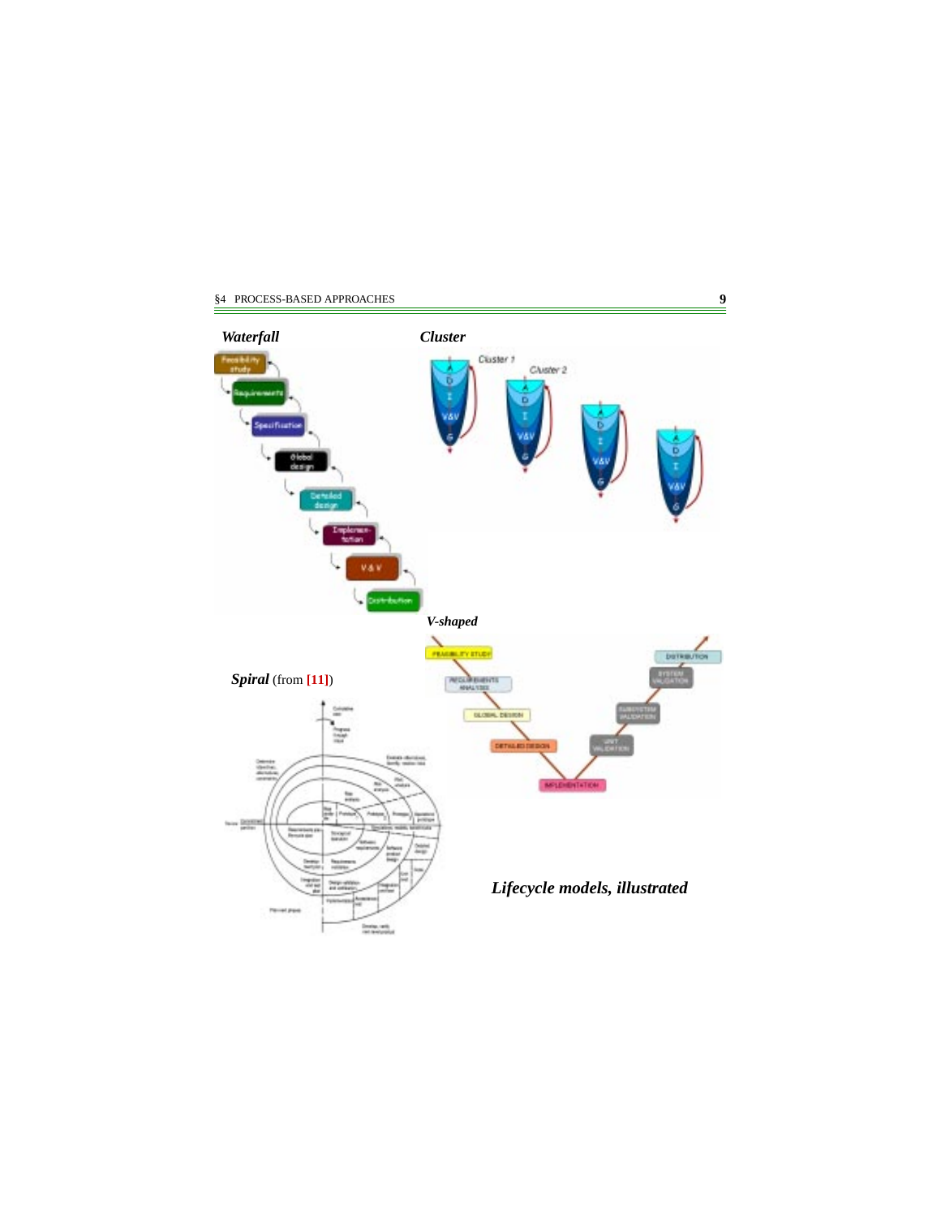***Waterfall***

***Cluster***

***V-shaped***

***Spiral*** (from [11])

***Lifecycle models, illustrated***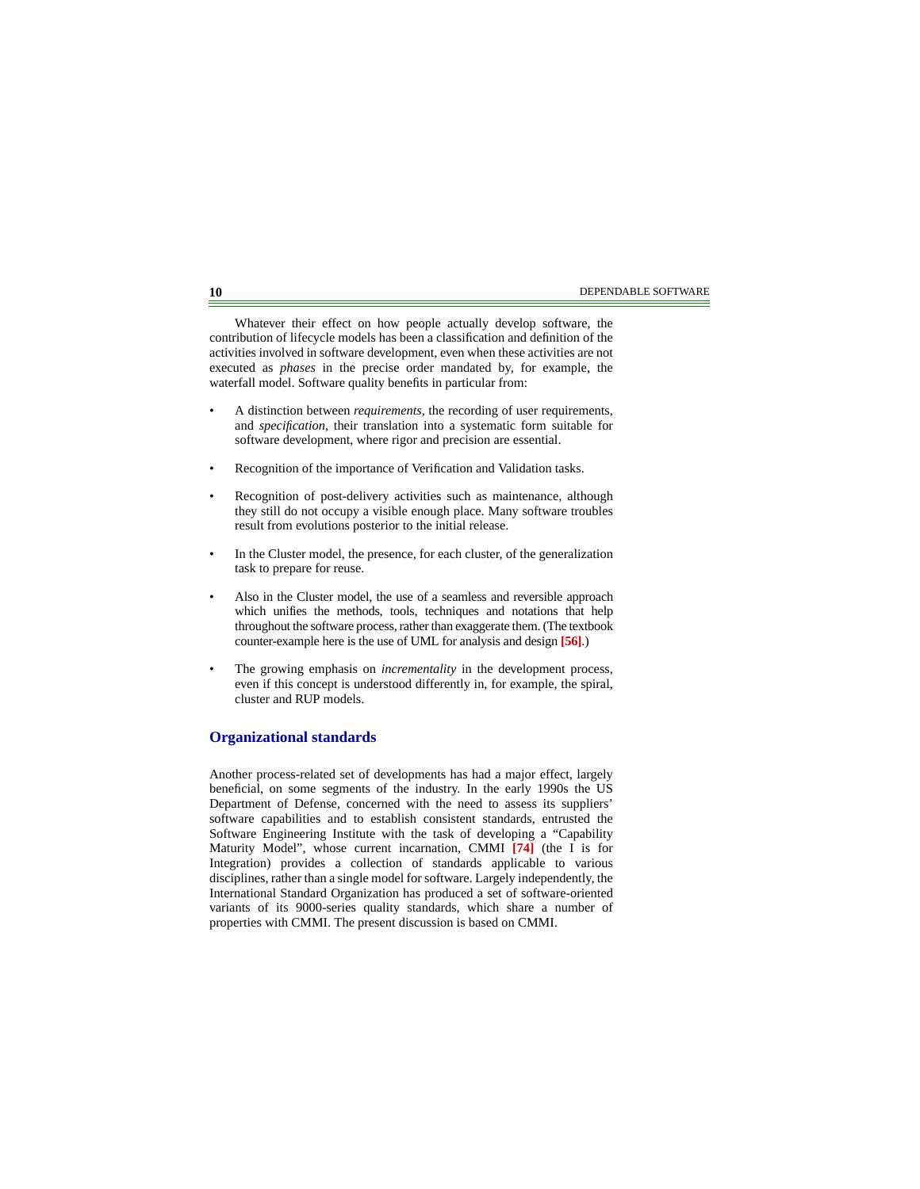Whatever their effect on how people actually develop software, the contribution of lifecycle models has been a classification and definition of the activities involved in software development, even when these activities are not executed as *phases* in the precise order mandated by, for example, the waterfall model. Software quality benefits in particular from:

- A distinction between *requirements*, the recording of user requirements, and *specification*, their translation into a systematic form suitable for software development, where rigor and precision are essential.

- Recognition of the importance of Verification and Validation tasks.

- Recognition of post-delivery activities such as maintenance, although they still do not occupy a visible enough place. Many software troubles result from evolutions posterior to the initial release.

- In the Cluster model, the presence, for each cluster, of the generalization task to prepare for reuse.

- Also in the Cluster model, the use of a seamless and reversible approach which unifies the methods, tools, techniques and notations that help throughout the software process, rather than exaggerate them. (The textbook counter-example here is the use of UML for analysis and design **[56]**.)

- The growing emphasis on *incrementality* in the development process, even if this concept is understood differently in, for example, the spiral, cluster and RUP models.

## Organizational standards

Another process-related set of developments has had a major effect, largely beneficial, on some segments of the industry. In the early 1990s the US Department of Defense, concerned with the need to assess its suppliers' software capabilities and to establish consistent standards, entrusted the Software Engineering Institute with the task of developing a "Capability Maturity Model", whose current incarnation, CMMI **[74]** (the I is for Integration) provides a collection of standards applicable to various disciplines, rather than a single model for software. Largely independently, the International Standard Organization has produced a set of software-oriented variants of its 9000-series quality standards, which share a number of properties with CMMI. The present discussion is based on CMMI.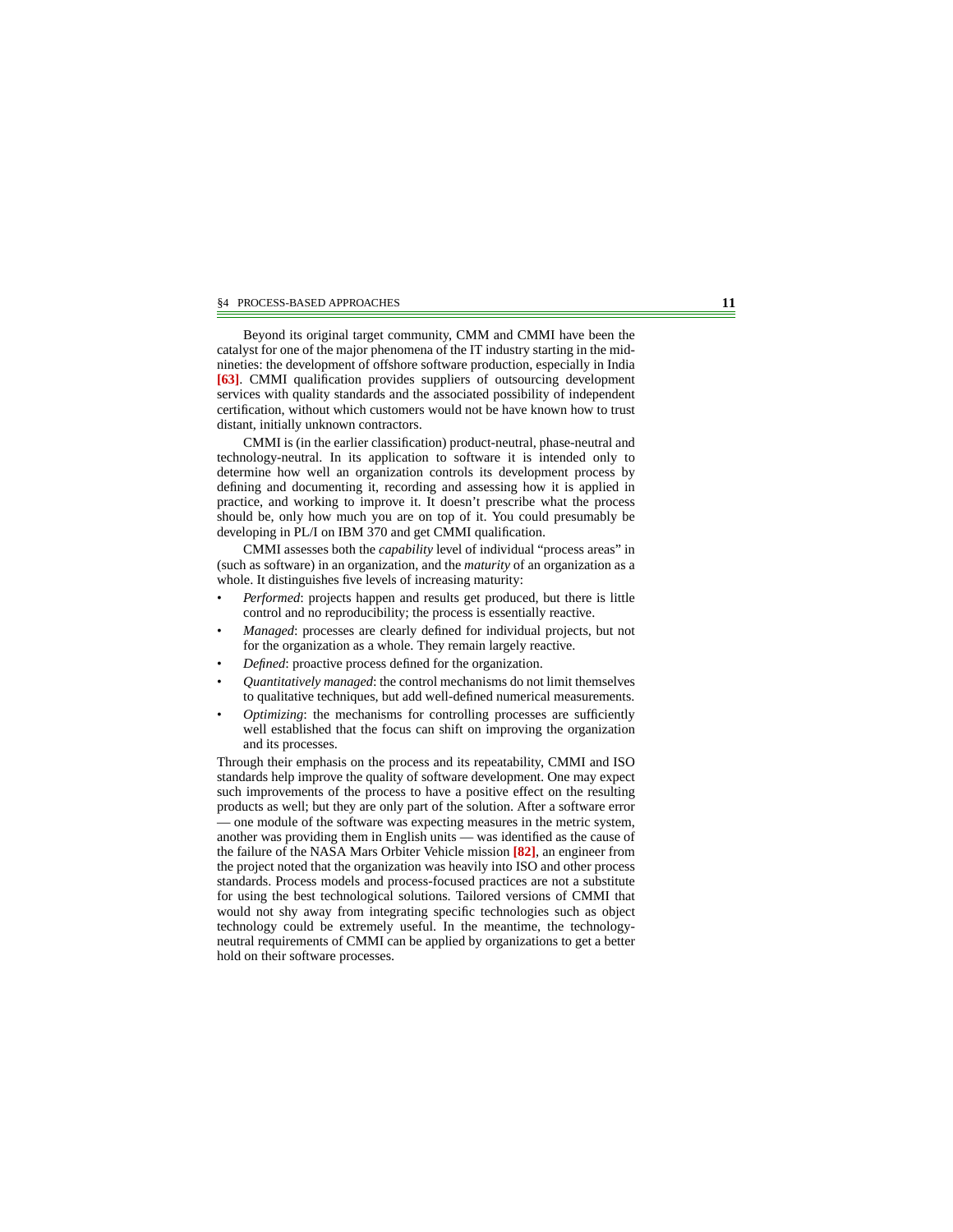Beyond its original target community, CMM and CMMI have been the catalyst for one of the major phenomena of the IT industry starting in the mid-nineties: the development of offshore software production, especially in India **[63]**. CMMI qualification provides suppliers of outsourcing development services with quality standards and the associated possibility of independent certification, without which customers would not be have known how to trust distant, initially unknown contractors.

CMMI is (in the earlier classification) product-neutral, phase-neutral and technology-neutral. In its application to software it is intended only to determine how well an organization controls its development process by defining and documenting it, recording and assessing how it is applied in practice, and working to improve it. It doesn't prescribe what the process should be, only how much you are on top of it. You could presumably be developing in PL/I on IBM 370 and get CMMI qualification.

CMMI assesses both the *capability* level of individual "process areas" in (such as software) in an organization, and the *maturity* of an organization as a whole. It distinguishes five levels of increasing maturity:

- *Performed*: projects happen and results get produced, but there is little control and no reproducibility; the process is essentially reactive.
- *Managed*: processes are clearly defined for individual projects, but not for the organization as a whole. They remain largely reactive.
- *Defined*: proactive process defined for the organization.
- *Quantitatively managed*: the control mechanisms do not limit themselves to qualitative techniques, but add well-defined numerical measurements.
- *Optimizing*: the mechanisms for controlling processes are sufficiently well established that the focus can shift on improving the organization and its processes.

Through their emphasis on the process and its repeatability, CMMI and ISO standards help improve the quality of software development. One may expect such improvements of the process to have a positive effect on the resulting products as well; but they are only part of the solution. After a software error — one module of the software was expecting measures in the metric system, another was providing them in English units — was identified as the cause of the failure of the NASA Mars Orbiter Vehicle mission **[82]**, an engineer from the project noted that the organization was heavily into ISO and other process standards. Process models and process-focused practices are not a substitute for using the best technological solutions. Tailored versions of CMMI that would not shy away from integrating specific technologies such as object technology could be extremely useful. In the meantime, the technology-neutral requirements of CMMI can be applied by organizations to get a better hold on their software processes.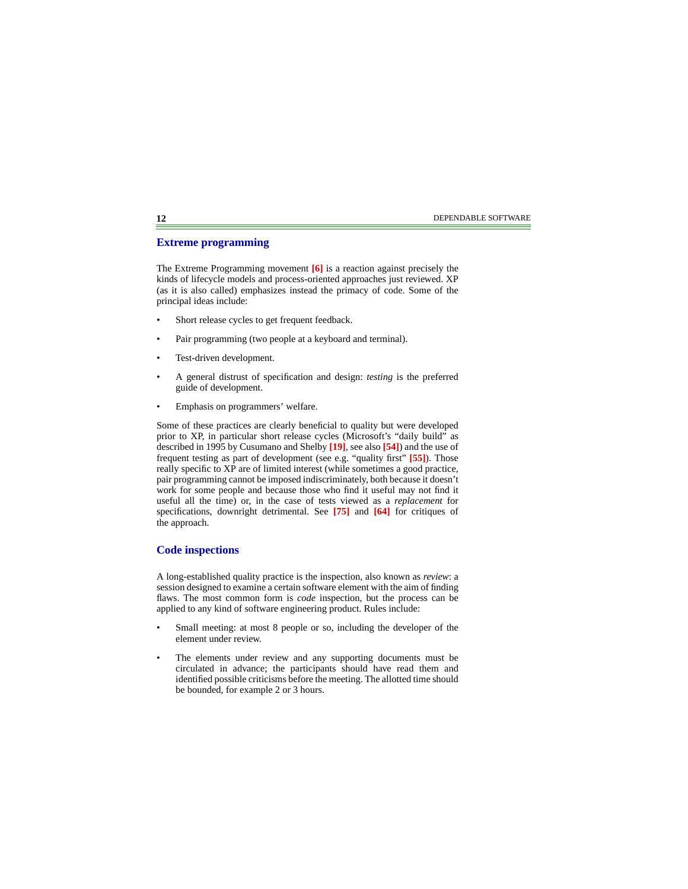## Extreme programming

The Extreme Programming movement [6] is a reaction against precisely the kinds of lifecycle models and process-oriented approaches just reviewed. XP (as it is also called) emphasizes instead the primacy of code. Some of the principal ideas include:

- Short release cycles to get frequent feedback.
- Pair programming (two people at a keyboard and terminal).
- Test-driven development.
- A general distrust of specification and design: *testing* is the preferred guide of development.
- Emphasis on programmers' welfare.

Some of these practices are clearly beneficial to quality but were developed prior to XP, in particular short release cycles (Microsoft's "daily build" as described in 1995 by Cusumano and Shelby [19], see also [54]) and the use of frequent testing as part of development (see e.g. "quality first" [55]). Those really specific to XP are of limited interest (while sometimes a good practice, pair programming cannot be imposed indiscriminately, both because it doesn't work for some people and because those who find it useful may not find it useful all the time) or, in the case of tests viewed as a *replacement* for specifications, downright detrimental. See [75] and [64] for critiques of the approach.

## Code inspections

A long-established quality practice is the inspection, also known as *review*: a session designed to examine a certain software element with the aim of finding flaws. The most common form is *code* inspection, but the process can be applied to any kind of software engineering product. Rules include:

- Small meeting: at most 8 people or so, including the developer of the element under review.
- The elements under review and any supporting documents must be circulated in advance; the participants should have read them and identified possible criticisms before the meeting. The allotted time should be bounded, for example 2 or 3 hours.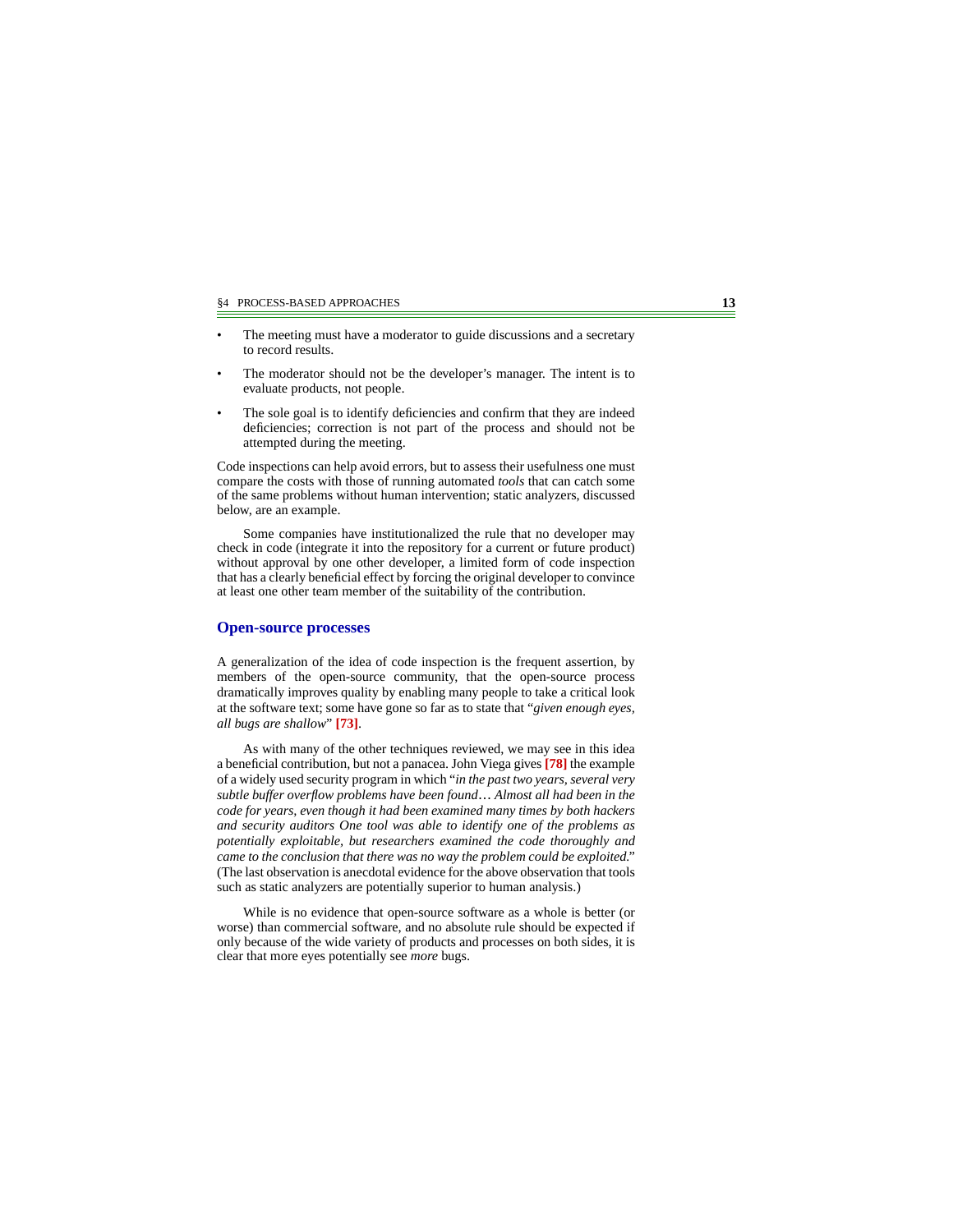- The meeting must have a moderator to guide discussions and a secretary to record results.
- The moderator should not be the developer's manager. The intent is to evaluate products, not people.
- The sole goal is to identify deficiencies and confirm that they are indeed deficiencies; correction is not part of the process and should not be attempted during the meeting.

Code inspections can help avoid errors, but to assess their usefulness one must compare the costs with those of running automated *tools* that can catch some of the same problems without human intervention; static analyzers, discussed below, are an example.

Some companies have institutionalized the rule that no developer may check in code (integrate it into the repository for a current or future product) without approval by one other developer, a limited form of code inspection that has a clearly beneficial effect by forcing the original developer to convince at least one other team member of the suitability of the contribution.

## Open-source processes

A generalization of the idea of code inspection is the frequent assertion, by members of the open-source community, that the open-source process dramatically improves quality by enabling many people to take a critical look at the software text; some have gone so far as to state that "*given enough eyes, all bugs are shallow*" **[73]**.

As with many of the other techniques reviewed, we may see in this idea a beneficial contribution, but not a panacea. John Viega gives **[78]** the example of a widely used security program in which "*in the past two years, several very subtle buffer overflow problems have been found… Almost all had been in the code for years, even though it had been examined many times by both hackers and security auditors One tool was able to identify one of the problems as potentially exploitable, but researchers examined the code thoroughly and came to the conclusion that there was no way the problem could be exploited*." (The last observation is anecdotal evidence for the above observation that tools such as static analyzers are potentially superior to human analysis.)

While is no evidence that open-source software as a whole is better (or worse) than commercial software, and no absolute rule should be expected if only because of the wide variety of products and processes on both sides, it is clear that more eyes potentially see *more* bugs.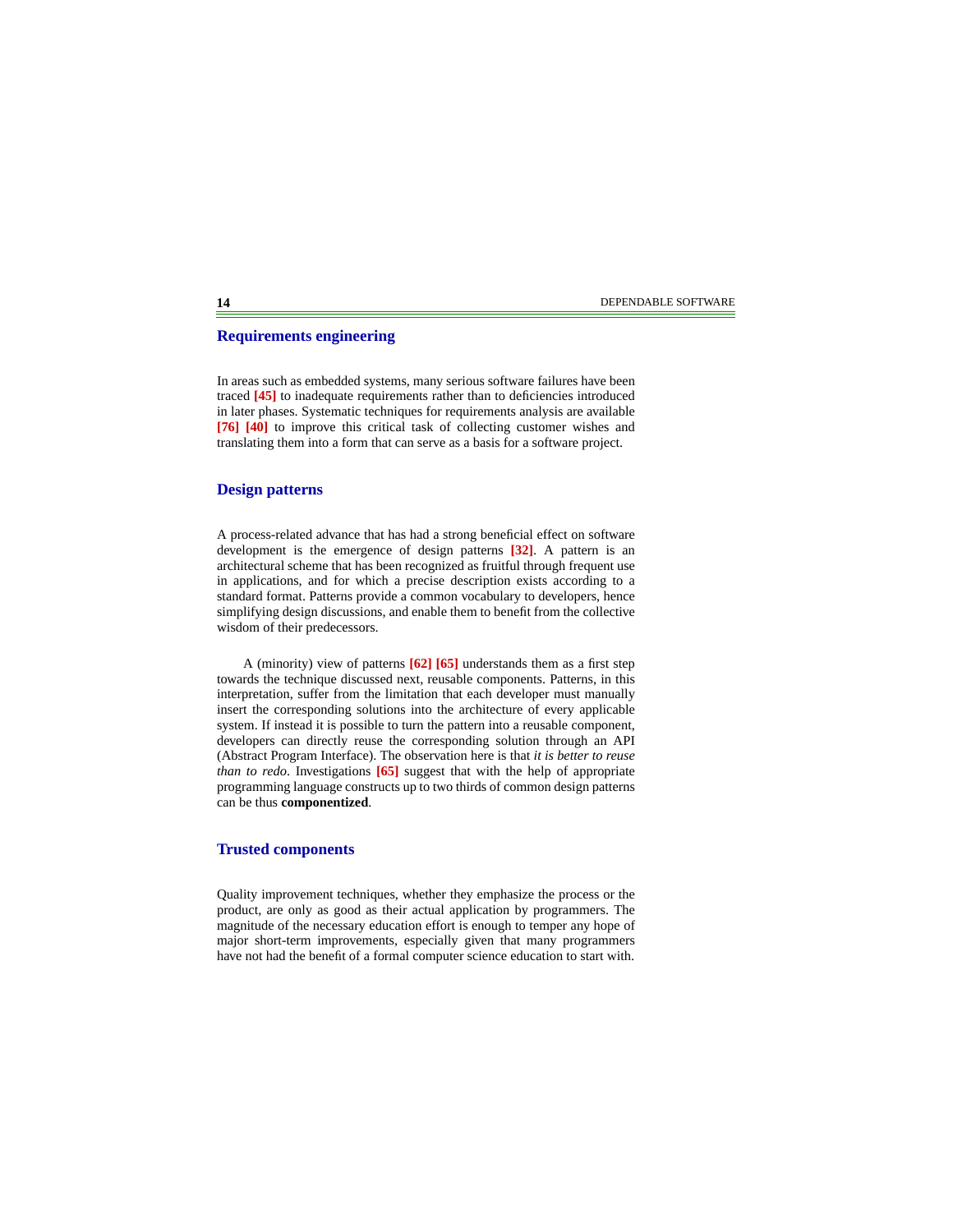### Requirements engineering

In areas such as embedded systems, many serious software failures have been traced [45] to inadequate requirements rather than to deficiencies introduced in later phases. Systematic techniques for requirements analysis are available [76] [40] to improve this critical task of collecting customer wishes and translating them into a form that can serve as a basis for a software project.

### Design patterns

A process-related advance that has had a strong beneficial effect on software development is the emergence of design patterns [32]. A pattern is an architectural scheme that has been recognized as fruitful through frequent use in applications, and for which a precise description exists according to a standard format. Patterns provide a common vocabulary to developers, hence simplifying design discussions, and enable them to benefit from the collective wisdom of their predecessors.

A (minority) view of patterns [62] [65] understands them as a first step towards the technique discussed next, reusable components. Patterns, in this interpretation, suffer from the limitation that each developer must manually insert the corresponding solutions into the architecture of every applicable system. If instead it is possible to turn the pattern into a reusable component, developers can directly reuse the corresponding solution through an API (Abstract Program Interface). The observation here is that *it is better to reuse than to redo*. Investigations [65] suggest that with the help of appropriate programming language constructs up to two thirds of common design patterns can be thus **componentized**.

### Trusted components

Quality improvement techniques, whether they emphasize the process or the product, are only as good as their actual application by programmers. The magnitude of the necessary education effort is enough to temper any hope of major short-term improvements, especially given that many programmers have not had the benefit of a formal computer science education to start with.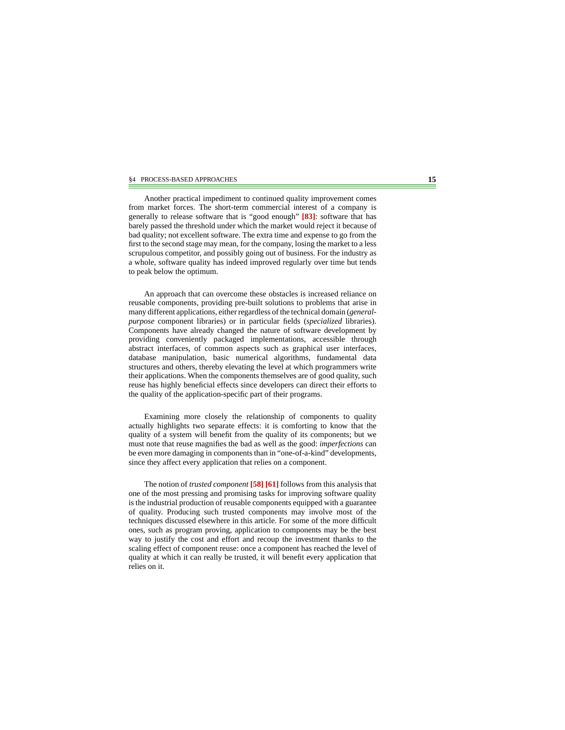Another practical impediment to continued quality improvement comes from market forces. The short-term commercial interest of a company is generally to release software that is "good enough" **[83]**: software that has barely passed the threshold under which the market would reject it because of bad quality; not excellent software. The extra time and expense to go from the first to the second stage may mean, for the company, losing the market to a less scrupulous competitor, and possibly going out of business. For the industry as a whole, software quality has indeed improved regularly over time but tends to peak below the optimum.

An approach that can overcome these obstacles is increased reliance on reusable components, providing pre-built solutions to problems that arise in many different applications, either regardless of the technical domain (*general-purpose* component libraries) or in particular fields (*specialized* libraries). Components have already changed the nature of software development by providing conveniently packaged implementations, accessible through abstract interfaces, of common aspects such as graphical user interfaces, database manipulation, basic numerical algorithms, fundamental data structures and others, thereby elevating the level at which programmers write their applications. When the components themselves are of good quality, such reuse has highly beneficial effects since developers can direct their efforts to the quality of the application-specific part of their programs.

Examining more closely the relationship of components to quality actually highlights two separate effects: it is comforting to know that the quality of a system will benefit from the quality of its components; but we must note that reuse magnifies the bad as well as the good: *imperfections* can be even more damaging in components than in "one-of-a-kind" developments, since they affect every application that relies on a component.

The notion of *trusted component* **[58] [61]** follows from this analysis that one of the most pressing and promising tasks for improving software quality is the industrial production of reusable components equipped with a guarantee of quality. Producing such trusted components may involve most of the techniques discussed elsewhere in this article. For some of the more difficult ones, such as program proving, application to components may be the best way to justify the cost and effort and recoup the investment thanks to the scaling effect of component reuse: once a component has reached the level of quality at which it can really be trusted, it will benefit every application that relies on it.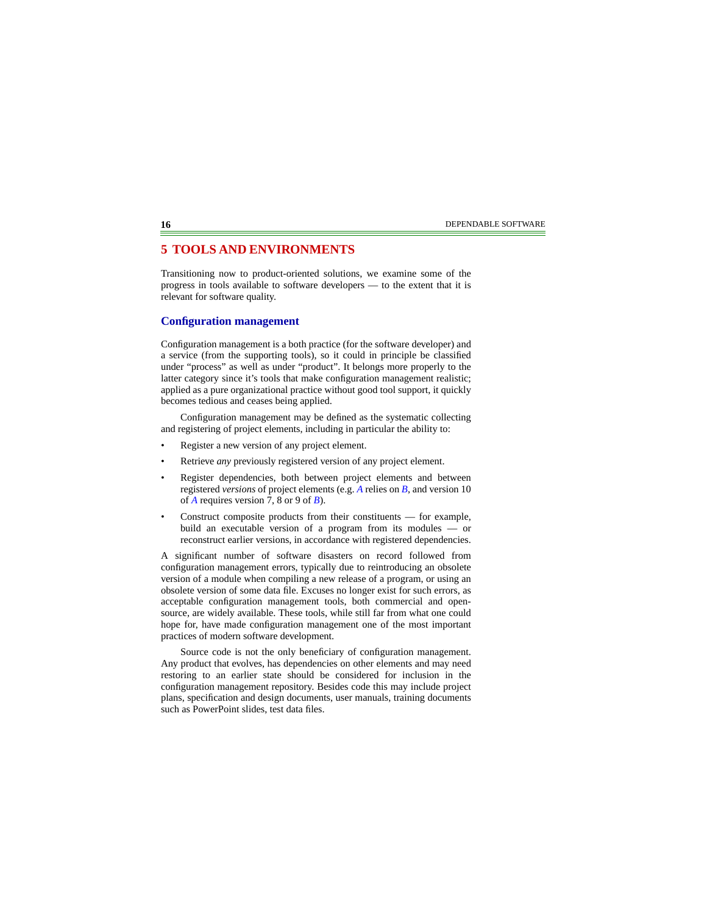# 5 TOOLS AND ENVIRONMENTS

Transitioning now to product-oriented solutions, we examine some of the progress in tools available to software developers — to the extent that it is relevant for software quality.

## Configuration management

Configuration management is a both practice (for the software developer) and a service (from the supporting tools), so it could in principle be classified under "process" as well as under "product". It belongs more properly to the latter category since it's tools that make configuration management realistic; applied as a pure organizational practice without good tool support, it quickly becomes tedious and ceases being applied.

Configuration management may be defined as the systematic collecting and registering of project elements, including in particular the ability to:

- Register a new version of any project element.
- Retrieve *any* previously registered version of any project element.
- Register dependencies, both between project elements and between registered *versions* of project elements (e.g. *A* relies on *B*, and version 10 of *A* requires version 7, 8 or 9 of *B*).
- Construct composite products from their constituents — for example, build an executable version of a program from its modules — or reconstruct earlier versions, in accordance with registered dependencies.

A significant number of software disasters on record followed from configuration management errors, typically due to reintroducing an obsolete version of a module when compiling a new release of a program, or using an obsolete version of some data file. Excuses no longer exist for such errors, as acceptable configuration management tools, both commercial and open-source, are widely available. These tools, while still far from what one could hope for, have made configuration management one of the most important practices of modern software development.

Source code is not the only beneficiary of configuration management. Any product that evolves, has dependencies on other elements and may need restoring to an earlier state should be considered for inclusion in the configuration management repository. Besides code this may include project plans, specification and design documents, user manuals, training documents such as PowerPoint slides, test data files.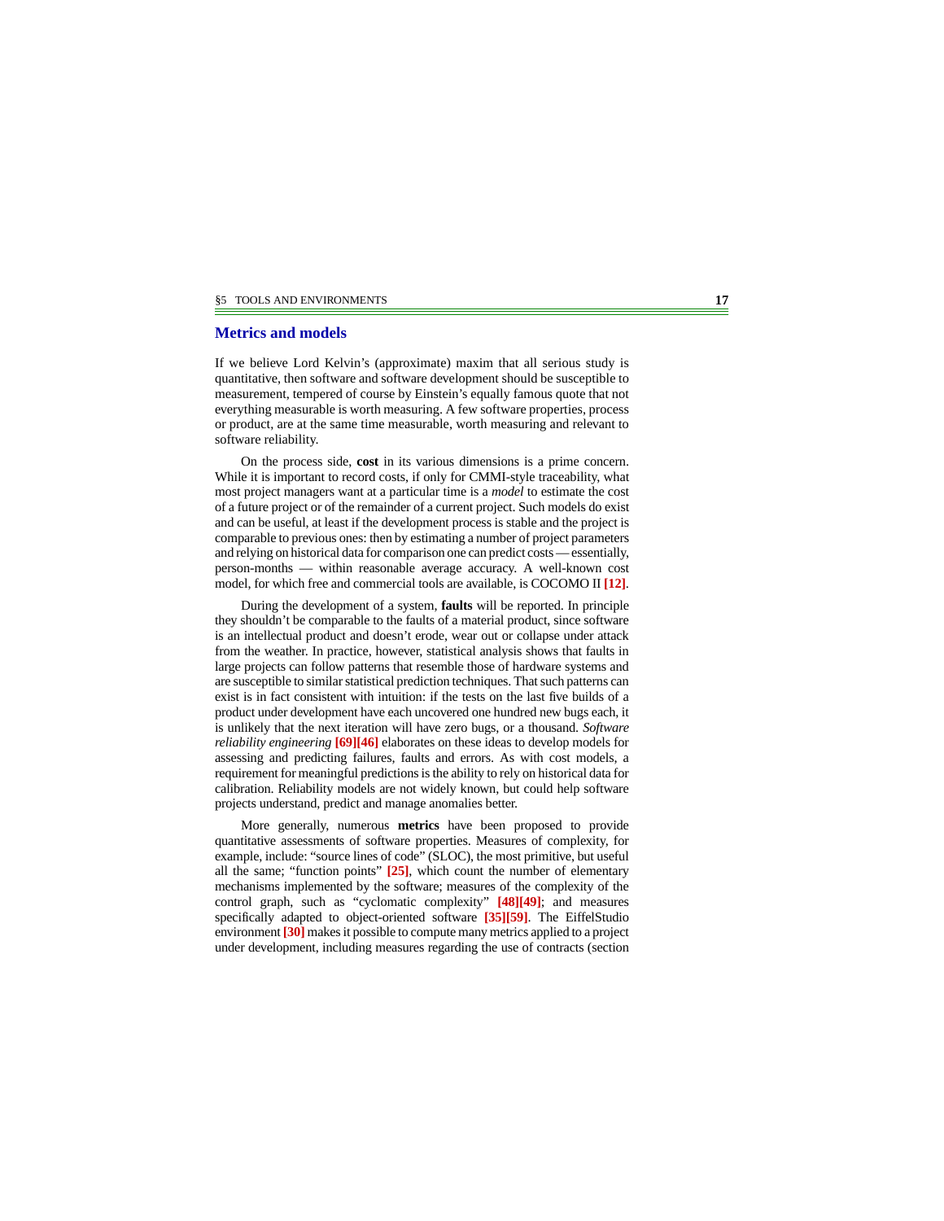## Metrics and models

If we believe Lord Kelvin's (approximate) maxim that all serious study is quantitative, then software and software development should be susceptible to measurement, tempered of course by Einstein's equally famous quote that not everything measurable is worth measuring. A few software properties, process or product, are at the same time measurable, worth measuring and relevant to software reliability.

On the process side, **cost** in its various dimensions is a prime concern. While it is important to record costs, if only for CMMI-style traceability, what most project managers want at a particular time is a *model* to estimate the cost of a future project or of the remainder of a current project. Such models do exist and can be useful, at least if the development process is stable and the project is comparable to previous ones: then by estimating a number of project parameters and relying on historical data for comparison one can predict costs — essentially, person-months — within reasonable average accuracy. A well-known cost model, for which free and commercial tools are available, is COCOMO II **[12]**.

During the development of a system, **faults** will be reported. In principle they shouldn't be comparable to the faults of a material product, since software is an intellectual product and doesn't erode, wear out or collapse under attack from the weather. In practice, however, statistical analysis shows that faults in large projects can follow patterns that resemble those of hardware systems and are susceptible to similar statistical prediction techniques. That such patterns can exist is in fact consistent with intuition: if the tests on the last five builds of a product under development have each uncovered one hundred new bugs each, it is unlikely that the next iteration will have zero bugs, or a thousand. *Software reliability engineering* **[69][46]** elaborates on these ideas to develop models for assessing and predicting failures, faults and errors. As with cost models, a requirement for meaningful predictions is the ability to rely on historical data for calibration. Reliability models are not widely known, but could help software projects understand, predict and manage anomalies better.

More generally, numerous **metrics** have been proposed to provide quantitative assessments of software properties. Measures of complexity, for example, include: "source lines of code" (SLOC), the most primitive, but useful all the same; "function points" **[25]**, which count the number of elementary mechanisms implemented by the software; measures of the complexity of the control graph, such as "cyclomatic complexity" **[48][49]**; and measures specifically adapted to object-oriented software **[35][59]**. The EiffelStudio environment **[30]** makes it possible to compute many metrics applied to a project under development, including measures regarding the use of contracts (section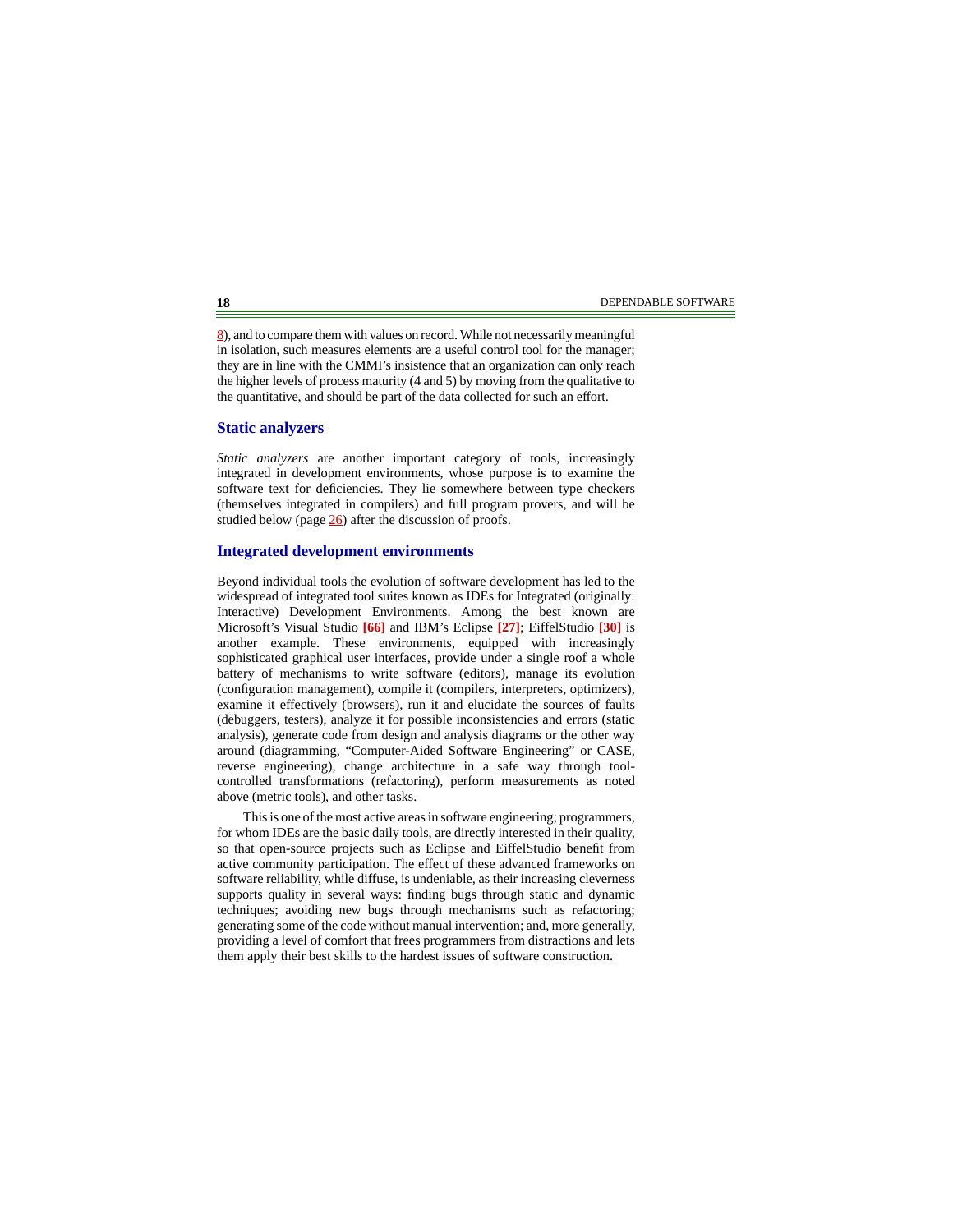8), and to compare them with values on record. While not necessarily meaningful in isolation, such measures elements are a useful control tool for the manager; they are in line with the CMMI's insistence that an organization can only reach the higher levels of process maturity (4 and 5) by moving from the qualitative to the quantitative, and should be part of the data collected for such an effort.

### Static analyzers

*Static analyzers* are another important category of tools, increasingly integrated in development environments, whose purpose is to examine the software text for deficiencies. They lie somewhere between type checkers (themselves integrated in compilers) and full program provers, and will be studied below (page 26) after the discussion of proofs.

### Integrated development environments

Beyond individual tools the evolution of software development has led to the widespread of integrated tool suites known as IDEs for Integrated (originally: Interactive) Development Environments. Among the best known are Microsoft's Visual Studio **[66]** and IBM's Eclipse **[27]**; EiffelStudio **[30]** is another example. These environments, equipped with increasingly sophisticated graphical user interfaces, provide under a single roof a whole battery of mechanisms to write software (editors), manage its evolution (configuration management), compile it (compilers, interpreters, optimizers), examine it effectively (browsers), run it and elucidate the sources of faults (debuggers, testers), analyze it for possible inconsistencies and errors (static analysis), generate code from design and analysis diagrams or the other way around (diagramming, "Computer-Aided Software Engineering" or CASE, reverse engineering), change architecture in a safe way through tool-controlled transformations (refactoring), perform measurements as noted above (metric tools), and other tasks.

This is one of the most active areas in software engineering; programmers, for whom IDEs are the basic daily tools, are directly interested in their quality, so that open-source projects such as Eclipse and EiffelStudio benefit from active community participation. The effect of these advanced frameworks on software reliability, while diffuse, is undeniable, as their increasing cleverness supports quality in several ways: finding bugs through static and dynamic techniques; avoiding new bugs through mechanisms such as refactoring; generating some of the code without manual intervention; and, more generally, providing a level of comfort that frees programmers from distractions and lets them apply their best skills to the hardest issues of software construction.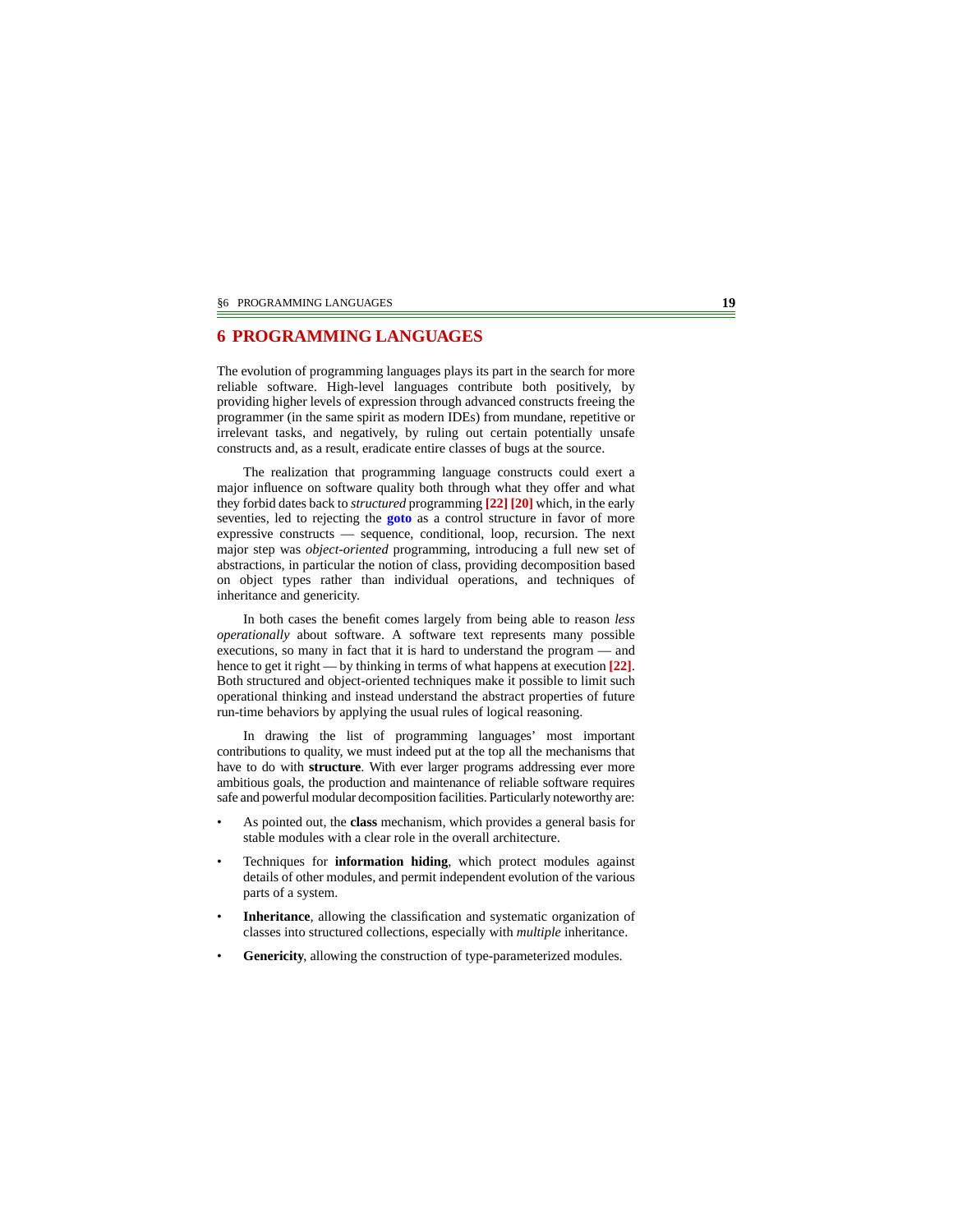# 6 PROGRAMMING LANGUAGES

The evolution of programming languages plays its part in the search for more reliable software. High-level languages contribute both positively, by providing higher levels of expression through advanced constructs freeing the programmer (in the same spirit as modern IDEs) from mundane, repetitive or irrelevant tasks, and negatively, by ruling out certain potentially unsafe constructs and, as a result, eradicate entire classes of bugs at the source.

The realization that programming language constructs could exert a major influence on software quality both through what they offer and what they forbid dates back to *structured* programming **[22] [20]** which, in the early seventies, led to rejecting the **goto** as a control structure in favor of more expressive constructs — sequence, conditional, loop, recursion. The next major step was *object-oriented* programming, introducing a full new set of abstractions, in particular the notion of class, providing decomposition based on object types rather than individual operations, and techniques of inheritance and genericity.

In both cases the benefit comes largely from being able to reason *less operationally* about software. A software text represents many possible executions, so many in fact that it is hard to understand the program — and hence to get it right — by thinking in terms of what happens at execution **[22]**. Both structured and object-oriented techniques make it possible to limit such operational thinking and instead understand the abstract properties of future run-time behaviors by applying the usual rules of logical reasoning.

In drawing the list of programming languages' most important contributions to quality, we must indeed put at the top all the mechanisms that have to do with **structure**. With ever larger programs addressing ever more ambitious goals, the production and maintenance of reliable software requires safe and powerful modular decomposition facilities. Particularly noteworthy are:

- As pointed out, the **class** mechanism, which provides a general basis for stable modules with a clear role in the overall architecture.
- Techniques for **information hiding**, which protect modules against details of other modules, and permit independent evolution of the various parts of a system.
- **Inheritance**, allowing the classification and systematic organization of classes into structured collections, especially with *multiple* inheritance.
- **Genericity**, allowing the construction of type-parameterized modules.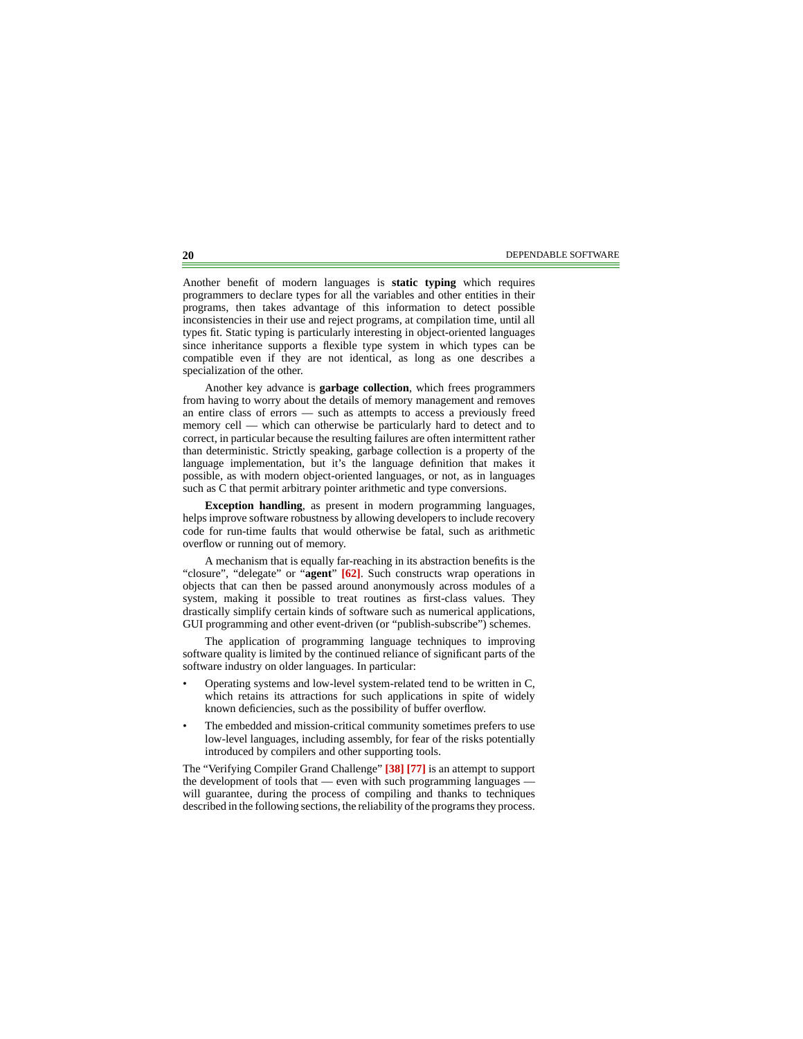Another benefit of modern languages is **static typing** which requires programmers to declare types for all the variables and other entities in their programs, then takes advantage of this information to detect possible inconsistencies in their use and reject programs, at compilation time, until all types fit. Static typing is particularly interesting in object-oriented languages since inheritance supports a flexible type system in which types can be compatible even if they are not identical, as long as one describes a specialization of the other.

Another key advance is **garbage collection**, which frees programmers from having to worry about the details of memory management and removes an entire class of errors — such as attempts to access a previously freed memory cell — which can otherwise be particularly hard to detect and to correct, in particular because the resulting failures are often intermittent rather than deterministic. Strictly speaking, garbage collection is a property of the language implementation, but it's the language definition that makes it possible, as with modern object-oriented languages, or not, as in languages such as C that permit arbitrary pointer arithmetic and type conversions.

**Exception handling**, as present in modern programming languages, helps improve software robustness by allowing developers to include recovery code for run-time faults that would otherwise be fatal, such as arithmetic overflow or running out of memory.

A mechanism that is equally far-reaching in its abstraction benefits is the "closure", "delegate" or "**agent**" [62]. Such constructs wrap operations in objects that can then be passed around anonymously across modules of a system, making it possible to treat routines as first-class values. They drastically simplify certain kinds of software such as numerical applications, GUI programming and other event-driven (or "publish-subscribe") schemes.

The application of programming language techniques to improving software quality is limited by the continued reliance of significant parts of the software industry on older languages. In particular:

- Operating systems and low-level system-related tend to be written in C, which retains its attractions for such applications in spite of widely known deficiencies, such as the possibility of buffer overflow.
- The embedded and mission-critical community sometimes prefers to use low-level languages, including assembly, for fear of the risks potentially introduced by compilers and other supporting tools.

The "Verifying Compiler Grand Challenge" [38] [77] is an attempt to support the development of tools that — even with such programming languages — will guarantee, during the process of compiling and thanks to techniques described in the following sections, the reliability of the programs they process.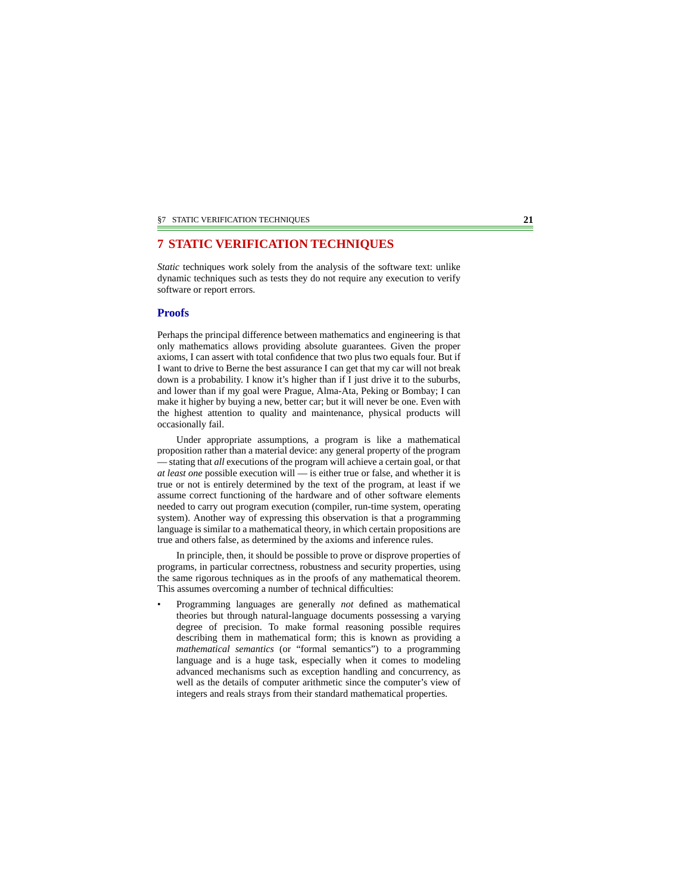# 7 STATIC VERIFICATION TECHNIQUES

*Static* techniques work solely from the analysis of the software text: unlike dynamic techniques such as tests they do not require any execution to verify software or report errors.

## Proofs

Perhaps the principal difference between mathematics and engineering is that only mathematics allows providing absolute guarantees. Given the proper axioms, I can assert with total confidence that two plus two equals four. But if I want to drive to Berne the best assurance I can get that my car will not break down is a probability. I know it's higher than if I just drive it to the suburbs, and lower than if my goal were Prague, Alma-Ata, Peking or Bombay; I can make it higher by buying a new, better car; but it will never be one. Even with the highest attention to quality and maintenance, physical products will occasionally fail.

Under appropriate assumptions, a program is like a mathematical proposition rather than a material device: any general property of the program — stating that *all* executions of the program will achieve a certain goal, or that *at least one* possible execution will — is either true or false, and whether it is true or not is entirely determined by the text of the program, at least if we assume correct functioning of the hardware and of other software elements needed to carry out program execution (compiler, run-time system, operating system). Another way of expressing this observation is that a programming language is similar to a mathematical theory, in which certain propositions are true and others false, as determined by the axioms and inference rules.

In principle, then, it should be possible to prove or disprove properties of programs, in particular correctness, robustness and security properties, using the same rigorous techniques as in the proofs of any mathematical theorem. This assumes overcoming a number of technical difficulties:

- Programming languages are generally *not* defined as mathematical theories but through natural-language documents possessing a varying degree of precision. To make formal reasoning possible requires describing them in mathematical form; this is known as providing a *mathematical semantics* (or "formal semantics") to a programming language and is a huge task, especially when it comes to modeling advanced mechanisms such as exception handling and concurrency, as well as the details of computer arithmetic since the computer's view of integers and reals strays from their standard mathematical properties.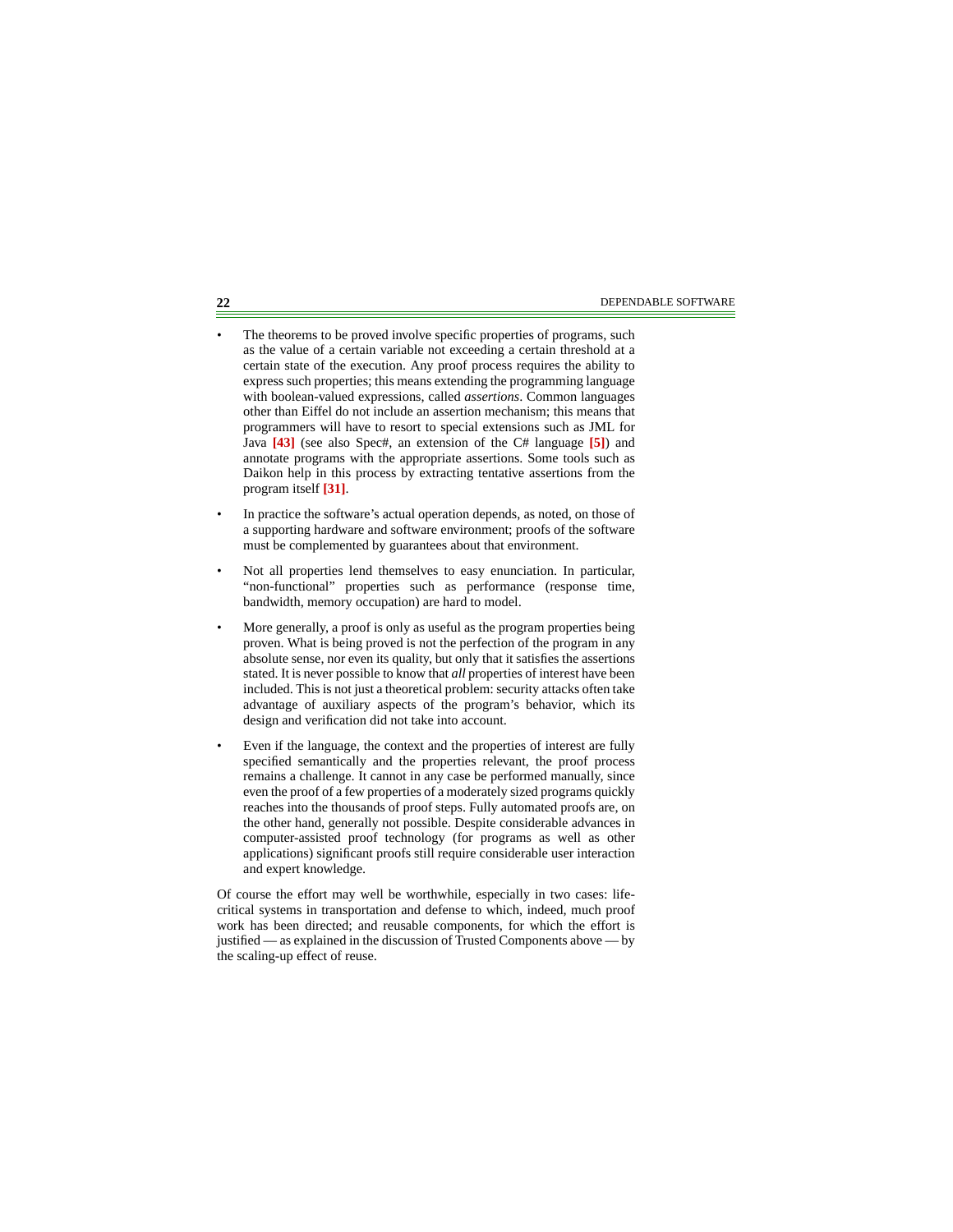- The theorems to be proved involve specific properties of programs, such as the value of a certain variable not exceeding a certain threshold at a certain state of the execution. Any proof process requires the ability to express such properties; this means extending the programming language with boolean-valued expressions, called *assertions*. Common languages other than Eiffel do not include an assertion mechanism; this means that programmers will have to resort to special extensions such as JML for Java **[43]** (see also Spec#, an extension of the C# language **[5]**) and annotate programs with the appropriate assertions. Some tools such as Daikon help in this process by extracting tentative assertions from the program itself **[31]**.

- In practice the software's actual operation depends, as noted, on those of a supporting hardware and software environment; proofs of the software must be complemented by guarantees about that environment.

- Not all properties lend themselves to easy enunciation. In particular, "non-functional" properties such as performance (response time, bandwidth, memory occupation) are hard to model.

- More generally, a proof is only as useful as the program properties being proven. What is being proved is not the perfection of the program in any absolute sense, nor even its quality, but only that it satisfies the assertions stated. It is never possible to know that *all* properties of interest have been included. This is not just a theoretical problem: security attacks often take advantage of auxiliary aspects of the program's behavior, which its design and verification did not take into account.

- Even if the language, the context and the properties of interest are fully specified semantically and the properties relevant, the proof process remains a challenge. It cannot in any case be performed manually, since even the proof of a few properties of a moderately sized programs quickly reaches into the thousands of proof steps. Fully automated proofs are, on the other hand, generally not possible. Despite considerable advances in computer-assisted proof technology (for programs as well as other applications) significant proofs still require considerable user interaction and expert knowledge.

Of course the effort may well be worthwhile, especially in two cases: life-critical systems in transportation and defense to which, indeed, much proof work has been directed; and reusable components, for which the effort is justified — as explained in the discussion of Trusted Components above — by the scaling-up effect of reuse.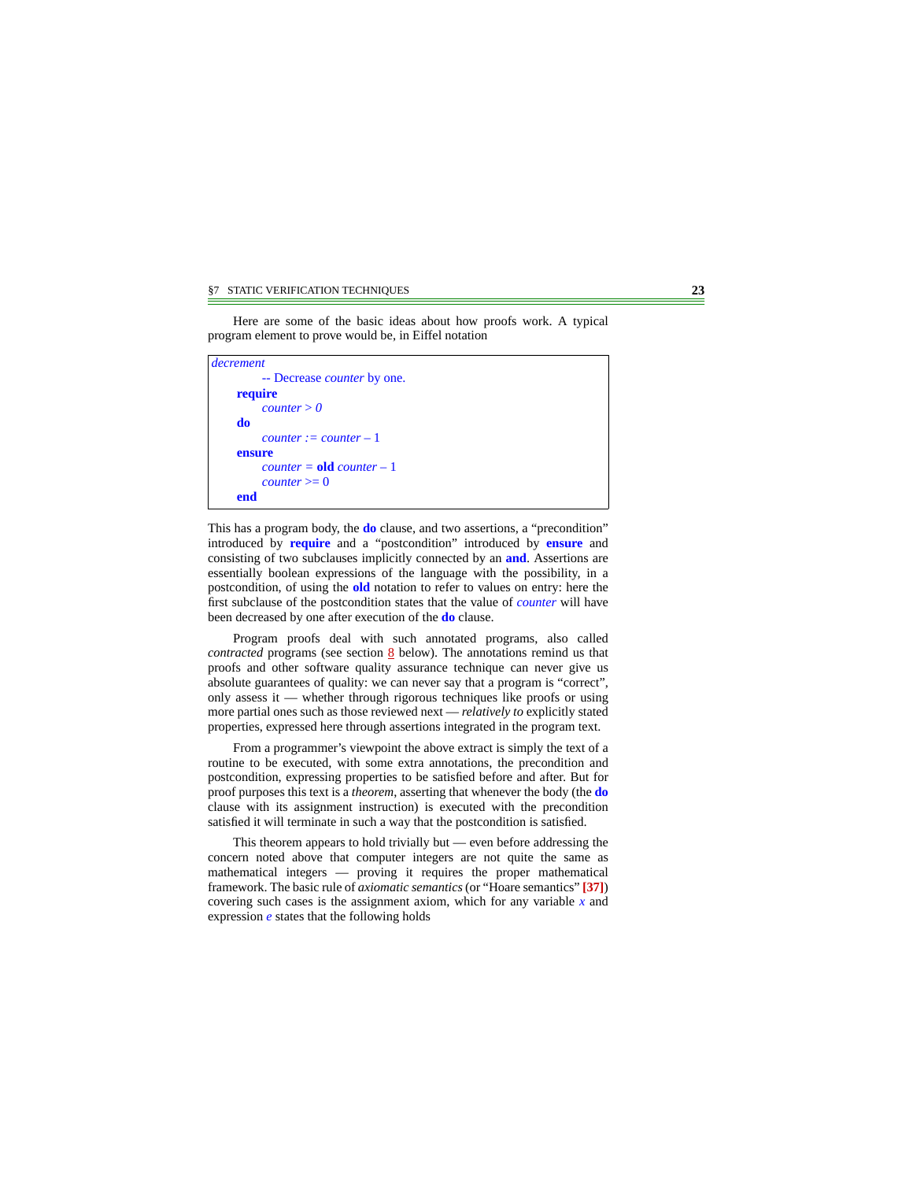Here are some of the basic ideas about how proofs work. A typical program element to prove would be, in Eiffel notation

```
decrement
        -- Decrease counter by one.
    require
        counter > 0
    do
        counter := counter – 1
    ensure
        counter = old counter – 1
        counter >= 0
    end
```

This has a program body, the **do** clause, and two assertions, a "precondition" introduced by **require** and a "postcondition" introduced by **ensure** and consisting of two subclauses implicitly connected by an **and**. Assertions are essentially boolean expressions of the language with the possibility, in a postcondition, of using the **old** notation to refer to values on entry: here the first subclause of the postcondition states that the value of *counter* will have been decreased by one after execution of the **do** clause.

Program proofs deal with such annotated programs, also called *contracted* programs (see section 8 below). The annotations remind us that proofs and other software quality assurance technique can never give us absolute guarantees of quality: we can never say that a program is "correct", only assess it — whether through rigorous techniques like proofs or using more partial ones such as those reviewed next — *relatively to* explicitly stated properties, expressed here through assertions integrated in the program text.

From a programmer's viewpoint the above extract is simply the text of a routine to be executed, with some extra annotations, the precondition and postcondition, expressing properties to be satisfied before and after. But for proof purposes this text is a *theorem*, asserting that whenever the body (the **do** clause with its assignment instruction) is executed with the precondition satisfied it will terminate in such a way that the postcondition is satisfied.

This theorem appears to hold trivially but — even before addressing the concern noted above that computer integers are not quite the same as mathematical integers — proving it requires the proper mathematical framework. The basic rule of *axiomatic semantics* (or "Hoare semantics" [37]) covering such cases is the assignment axiom, which for any variable $x$ and expression $e$ states that the following holds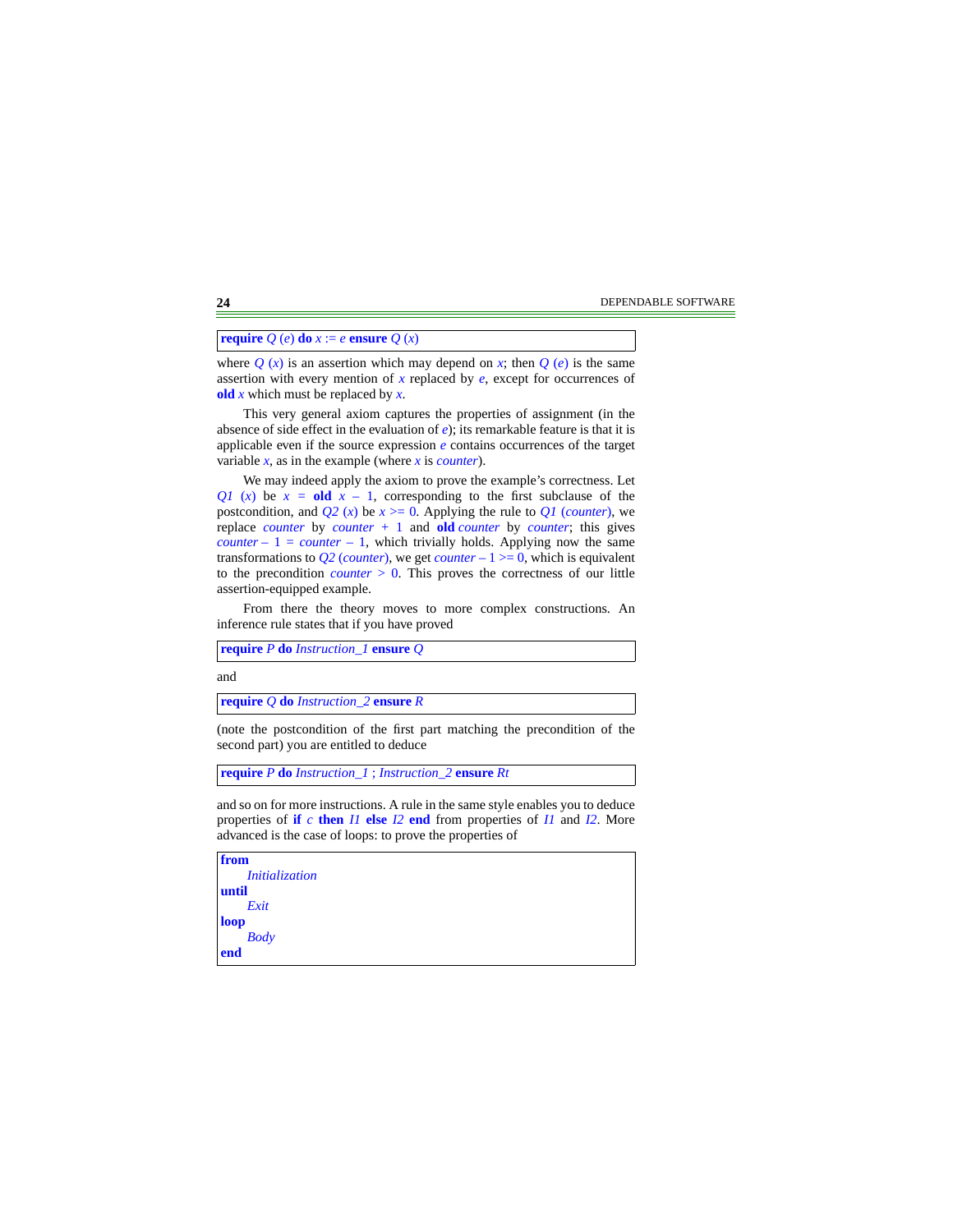```
require Q (e) do x := e ensure Q (x)
```

where *Q* (*x*) is an assertion which may depend on *x*; then *Q* (*e*) is the same assertion with every mention of *x* replaced by *e*, except for occurrences of **old** *x* which must be replaced by *x*.

This very general axiom captures the properties of assignment (in the absence of side effect in the evaluation of *e*); its remarkable feature is that it is applicable even if the source expression *e* contains occurrences of the target variable *x*, as in the example (where *x* is *counter*).

We may indeed apply the axiom to prove the example's correctness. Let *Q1* (*x*) be *x* = **old** *x* – 1, corresponding to the first subclause of the postcondition, and *Q2* (*x*) be *x* >= 0. Applying the rule to *Q1* (*counter*), we replace *counter* by *counter* + 1 and **old** *counter* by *counter*; this gives *counter* – 1 = *counter* – 1, which trivially holds. Applying now the same transformations to *Q2* (*counter*), we get *counter* – 1 >= 0, which is equivalent to the precondition *counter* > 0. This proves the correctness of our little assertion-equipped example.

From there the theory moves to more complex constructions. An inference rule states that if you have proved

```
require P do Instruction_1 ensure Q
```

and

```
require Q do Instruction_2 ensure R
```

(note the postcondition of the first part matching the precondition of the second part) you are entitled to deduce

```
require P do Instruction_1 ; Instruction_2 ensure Rt
```

and so on for more instructions. A rule in the same style enables you to deduce properties of **if** *c* **then** *I1* **else** *I2* **end** from properties of *I1* and *I2*. More advanced is the case of loops: to prove the properties of

```
from
    Initialization
until
    Exit
loop
    Body
end
```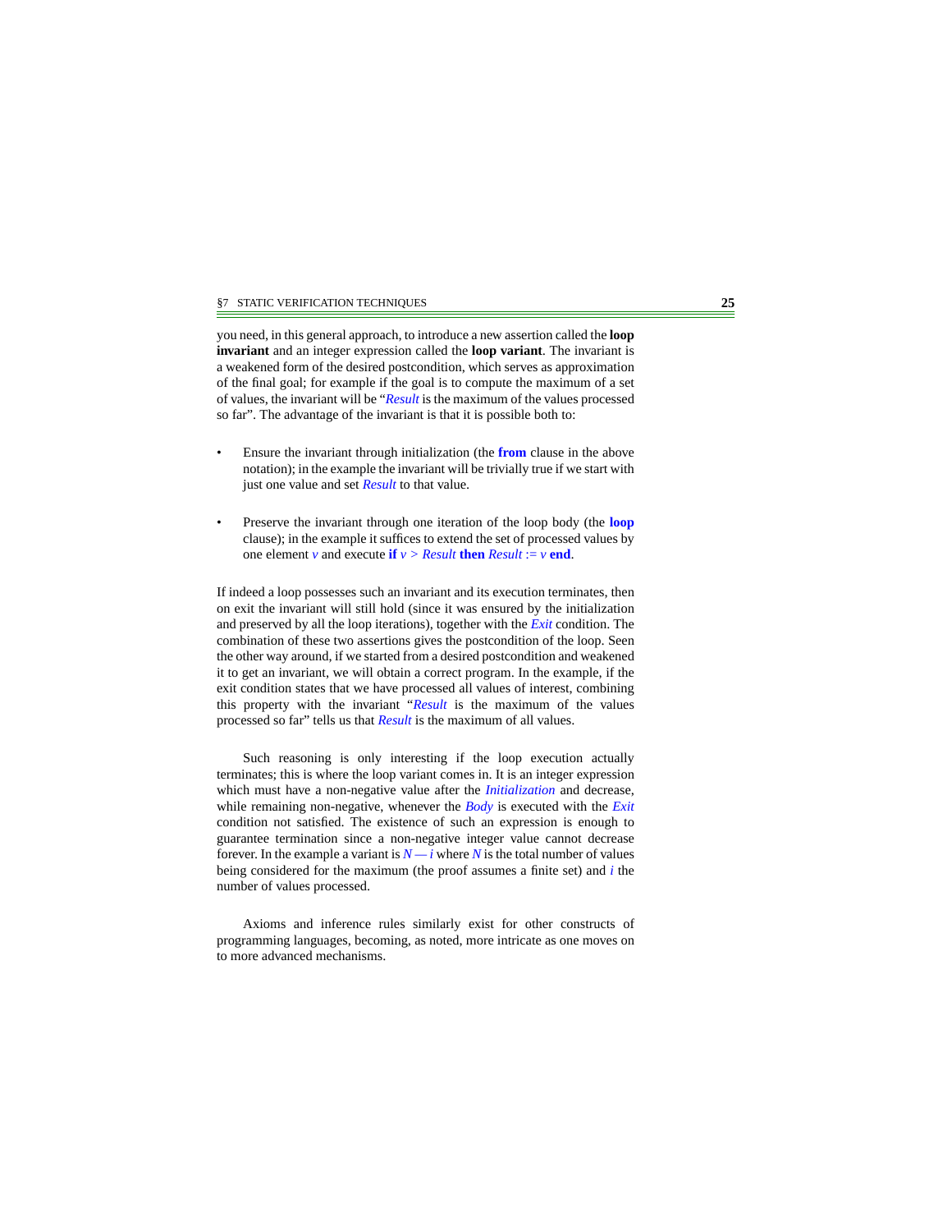you need, in this general approach, to introduce a new assertion called the **loop invariant** and an integer expression called the **loop variant**. The invariant is a weakened form of the desired postcondition, which serves as approximation of the final goal; for example if the goal is to compute the maximum of a set of values, the invariant will be "*Result* is the maximum of the values processed so far". The advantage of the invariant is that it is possible both to:

- Ensure the invariant through initialization (the **from** clause in the above notation); in the example the invariant will be trivially true if we start with just one value and set *Result* to that value.

- Preserve the invariant through one iteration of the loop body (the **loop** clause); in the example it suffices to extend the set of processed values by one element *v* and execute **if** *v* > *Result* **then** *Result* := *v* **end**.

If indeed a loop possesses such an invariant and its execution terminates, then on exit the invariant will still hold (since it was ensured by the initialization and preserved by all the loop iterations), together with the *Exit* condition. The combination of these two assertions gives the postcondition of the loop. Seen the other way around, if we started from a desired postcondition and weakened it to get an invariant, we will obtain a correct program. In the example, if the exit condition states that we have processed all values of interest, combining this property with the invariant "*Result* is the maximum of the values processed so far" tells us that *Result* is the maximum of all values.

Such reasoning is only interesting if the loop execution actually terminates; this is where the loop variant comes in. It is an integer expression which must have a non-negative value after the *Initialization* and decrease, while remaining non-negative, whenever the *Body* is executed with the *Exit* condition not satisfied. The existence of such an expression is enough to guarantee termination since a non-negative integer value cannot decrease forever. In the example a variant is $N — i$ where $N$ is the total number of values being considered for the maximum (the proof assumes a finite set) and $i$ the number of values processed.

Axioms and inference rules similarly exist for other constructs of programming languages, becoming, as noted, more intricate as one moves on to more advanced mechanisms.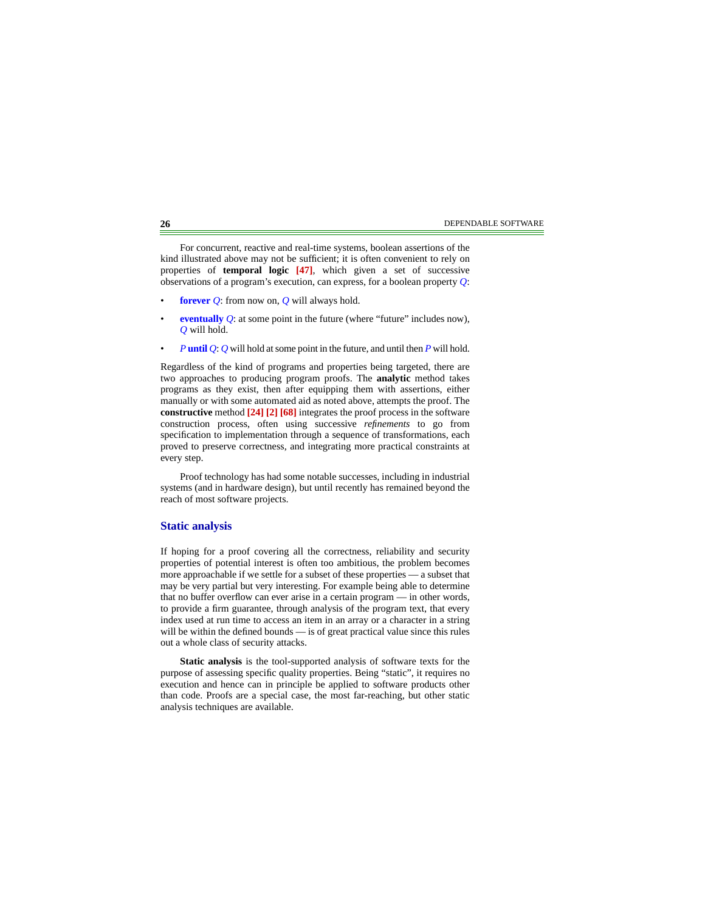For concurrent, reactive and real-time systems, boolean assertions of the kind illustrated above may not be sufficient; it is often convenient to rely on properties of **temporal logic** [47], which given a set of successive observations of a program's execution, can express, for a boolean property $Q$:

- **forever** $Q$: from now on, $Q$ will always hold.
- **eventually** $Q$: at some point in the future (where "future" includes now), $Q$ will hold.
- $P$ **until** $Q$: $Q$ will hold at some point in the future, and until then $P$ will hold.

Regardless of the kind of programs and properties being targeted, there are two approaches to producing program proofs. The **analytic** method takes programs as they exist, then after equipping them with assertions, either manually or with some automated aid as noted above, attempts the proof. The **constructive** method [24] [2] [68] integrates the proof process in the software construction process, often using successive *refinements* to go from specification to implementation through a sequence of transformations, each proved to preserve correctness, and integrating more practical constraints at every step.

Proof technology has had some notable successes, including in industrial systems (and in hardware design), but until recently has remained beyond the reach of most software projects.

## Static analysis

If hoping for a proof covering all the correctness, reliability and security properties of potential interest is often too ambitious, the problem becomes more approachable if we settle for a subset of these properties — a subset that may be very partial but very interesting. For example being able to determine that no buffer overflow can ever arise in a certain program — in other words, to provide a firm guarantee, through analysis of the program text, that every index used at run time to access an item in an array or a character in a string will be within the defined bounds — is of great practical value since this rules out a whole class of security attacks.

**Static analysis** is the tool-supported analysis of software texts for the purpose of assessing specific quality properties. Being "static", it requires no execution and hence can in principle be applied to software products other than code. Proofs are a special case, the most far-reaching, but other static analysis techniques are available.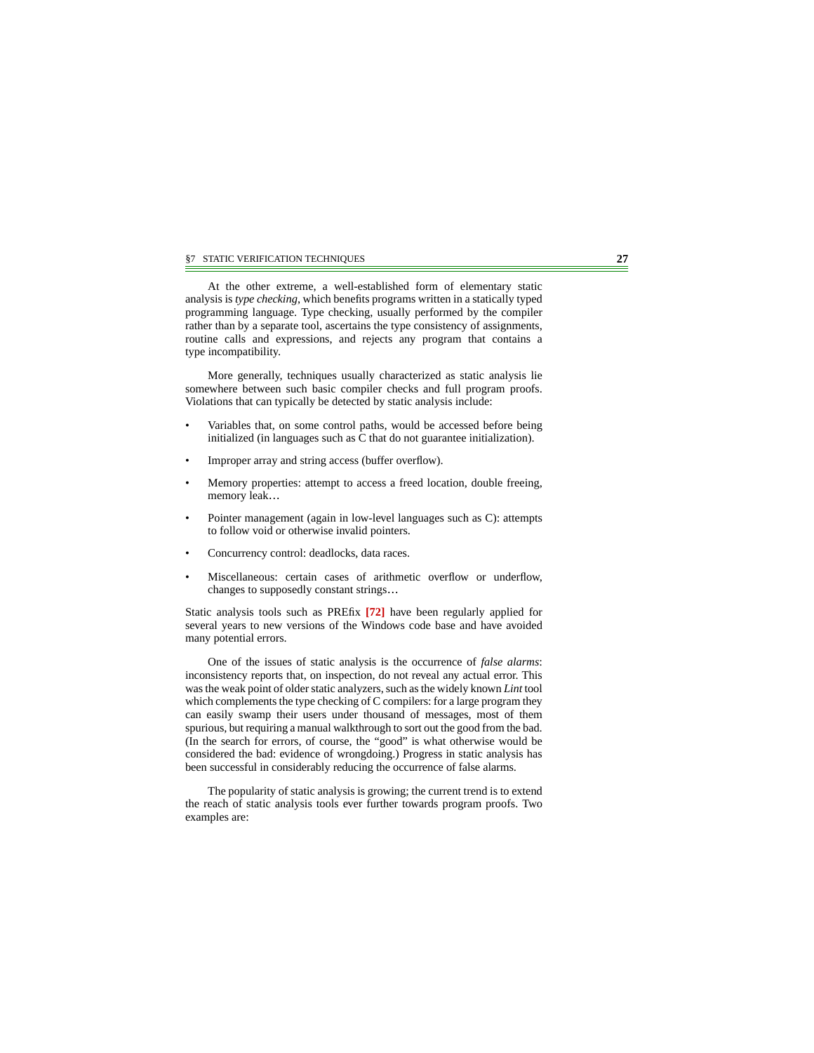At the other extreme, a well-established form of elementary static analysis is *type checking*, which benefits programs written in a statically typed programming language. Type checking, usually performed by the compiler rather than by a separate tool, ascertains the type consistency of assignments, routine calls and expressions, and rejects any program that contains a type incompatibility.

More generally, techniques usually characterized as static analysis lie somewhere between such basic compiler checks and full program proofs. Violations that can typically be detected by static analysis include:

- Variables that, on some control paths, would be accessed before being initialized (in languages such as C that do not guarantee initialization).
- Improper array and string access (buffer overflow).
- Memory properties: attempt to access a freed location, double freeing, memory leak…
- Pointer management (again in low-level languages such as C): attempts to follow void or otherwise invalid pointers.
- Concurrency control: deadlocks, data races.
- Miscellaneous: certain cases of arithmetic overflow or underflow, changes to supposedly constant strings…

Static analysis tools such as PREfix [72] have been regularly applied for several years to new versions of the Windows code base and have avoided many potential errors.

One of the issues of static analysis is the occurrence of *false alarms*: inconsistency reports that, on inspection, do not reveal any actual error. This was the weak point of older static analyzers, such as the widely known *Lint* tool which complements the type checking of C compilers: for a large program they can easily swamp their users under thousand of messages, most of them spurious, but requiring a manual walkthrough to sort out the good from the bad. (In the search for errors, of course, the "good" is what otherwise would be considered the bad: evidence of wrongdoing.) Progress in static analysis has been successful in considerably reducing the occurrence of false alarms.

The popularity of static analysis is growing; the current trend is to extend the reach of static analysis tools ever further towards program proofs. Two examples are: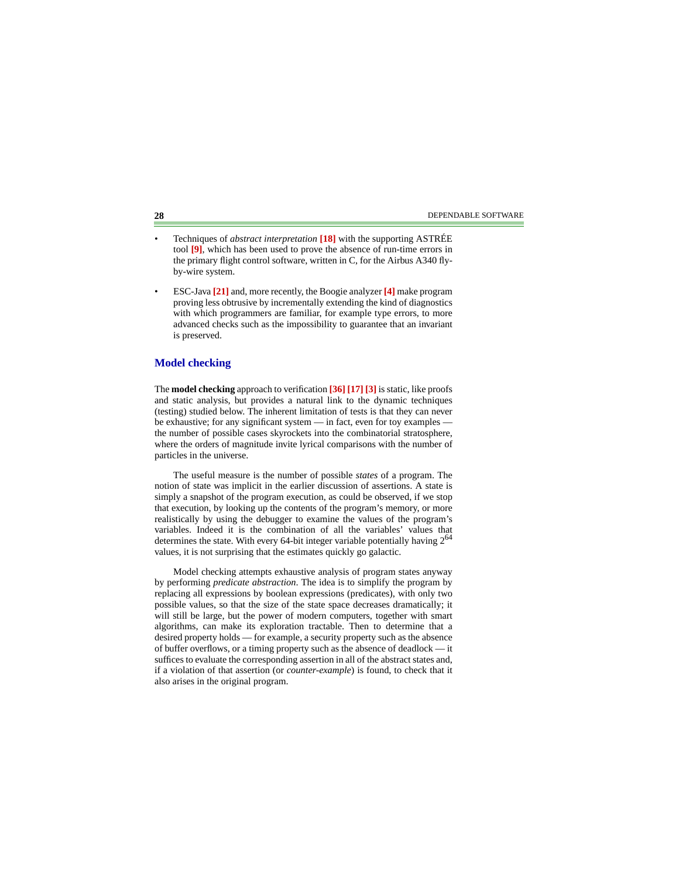- Techniques of *abstract interpretation* [18] with the supporting ASTRÉE tool [9], which has been used to prove the absence of run-time errors in the primary flight control software, written in C, for the Airbus A340 fly-by-wire system.

- ESC-Java [21] and, more recently, the Boogie analyzer [4] make program proving less obtrusive by incrementally extending the kind of diagnostics with which programmers are familiar, for example type errors, to more advanced checks such as the impossibility to guarantee that an invariant is preserved.

## Model checking

The **model checking** approach to verification [36] [17] [3] is static, like proofs and static analysis, but provides a natural link to the dynamic techniques (testing) studied below. The inherent limitation of tests is that they can never be exhaustive; for any significant system — in fact, even for toy examples — the number of possible cases skyrockets into the combinatorial stratosphere, where the orders of magnitude invite lyrical comparisons with the number of particles in the universe.

The useful measure is the number of possible *states* of a program. The notion of state was implicit in the earlier discussion of assertions. A state is simply a snapshot of the program execution, as could be observed, if we stop that execution, by looking up the contents of the program's memory, or more realistically by using the debugger to examine the values of the program's variables. Indeed it is the combination of all the variables' values that determines the state. With every 64-bit integer variable potentially having $2^{64}$ values, it is not surprising that the estimates quickly go galactic.

Model checking attempts exhaustive analysis of program states anyway by performing *predicate abstraction*. The idea is to simplify the program by replacing all expressions by boolean expressions (predicates), with only two possible values, so that the size of the state space decreases dramatically; it will still be large, but the power of modern computers, together with smart algorithms, can make its exploration tractable. Then to determine that a desired property holds — for example, a security property such as the absence of buffer overflows, or a timing property such as the absence of deadlock — it suffices to evaluate the corresponding assertion in all of the abstract states and, if a violation of that assertion (or *counter-example*) is found, to check that it also arises in the original program.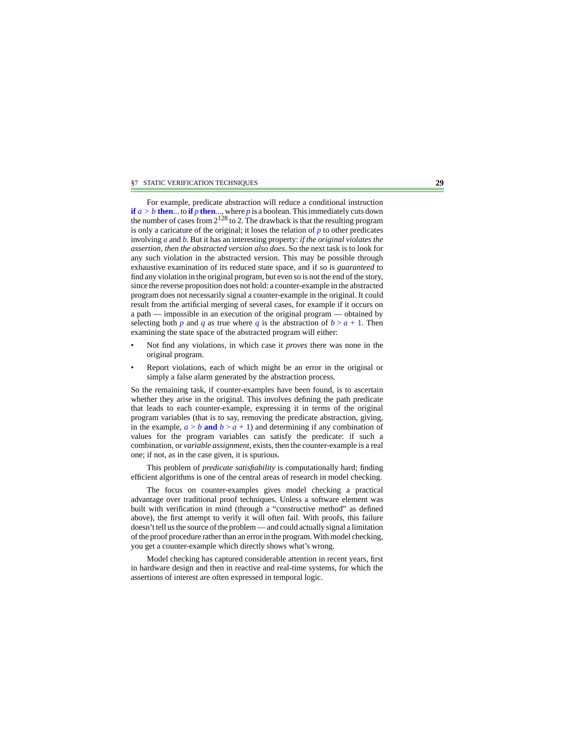For example, predicate abstraction will reduce a conditional instruction **if** $a > b$ **then**... to **if** $p$ **then**..., where $p$ is a boolean. This immediately cuts down the number of cases from $2^{128}$ to 2. The drawback is that the resulting program is only a caricature of the original; it loses the relation of $p$ to other predicates involving $a$ and $b$. But it has an interesting property: *if the original violates the assertion, then the abstracted version also does*. So the next task is to look for any such violation in the abstracted version. This may be possible through exhaustive examination of its reduced state space, and if so is *guaranteed* to find any violation in the original program, but even so is not the end of the story, since the reverse proposition does not hold: a counter-example in the abstracted program does not necessarily signal a counter-example in the original. It could result from the artificial merging of several cases, for example if it occurs on a path — impossible in an execution of the original program — obtained by selecting both $p$ and $q$ as true where $q$ is the abstraction of $b > a + 1$. Then examining the state space of the abstracted program will either:

- Not find any violations, in which case it *proves* there was none in the original program.
- Report violations, each of which might be an error in the original or simply a false alarm generated by the abstraction process.

So the remaining task, if counter-examples have been found, is to ascertain whether they arise in the original. This involves defining the path predicate that leads to each counter-example, expressing it in terms of the original program variables (that is to say, removing the predicate abstraction, giving, in the example, $a > b$ **and** $b > a + 1$) and determining if any combination of values for the program variables can satisfy the predicate: if such a combination, or *variable assignment*, exists, then the counter-example is a real one; if not, as in the case given, it is spurious.

This problem of *predicate satisfiability* is computationally hard; finding efficient algorithms is one of the central areas of research in model checking.

The focus on counter-examples gives model checking a practical advantage over traditional proof techniques. Unless a software element was built with verification in mind (through a "constructive method" as defined above), the first attempt to verify it will often fail. With proofs, this failure doesn't tell us the source of the problem — and could actually signal a limitation of the proof procedure rather than an error in the program. With model checking, you get a counter-example which directly shows what's wrong.

Model checking has captured considerable attention in recent years, first in hardware design and then in reactive and real-time systems, for which the assertions of interest are often expressed in temporal logic.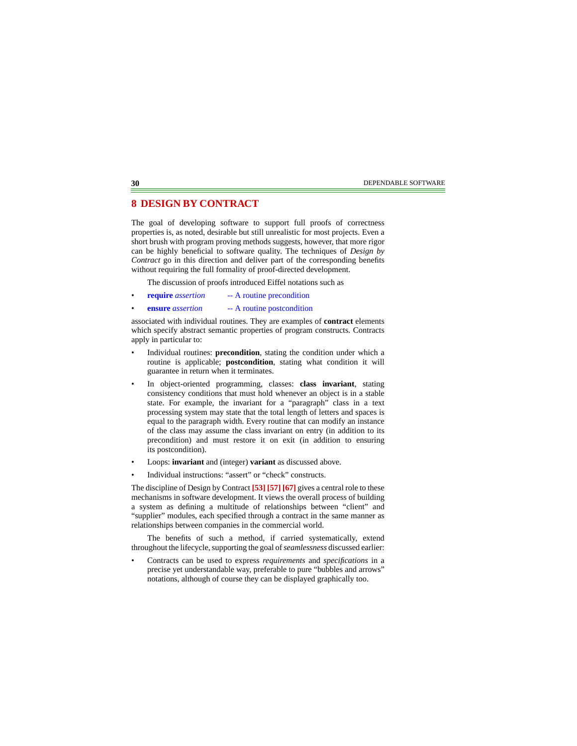## 8 DESIGN BY CONTRACT

The goal of developing software to support full proofs of correctness properties is, as noted, desirable but still unrealistic for most projects. Even a short brush with program proving methods suggests, however, that more rigor can be highly beneficial to software quality. The techniques of *Design by Contract* go in this direction and deliver part of the corresponding benefits without requiring the full formality of proof-directed development.

The discussion of proofs introduced Eiffel notations such as

- **require** *assertion* -- A routine precondition
- **ensure** *assertion* -- A routine postcondition

associated with individual routines. They are examples of **contract** elements which specify abstract semantic properties of program constructs. Contracts apply in particular to:

- Individual routines: **precondition**, stating the condition under which a routine is applicable; **postcondition**, stating what condition it will guarantee in return when it terminates.
- In object-oriented programming, classes: **class invariant**, stating consistency conditions that must hold whenever an object is in a stable state. For example, the invariant for a "paragraph" class in a text processing system may state that the total length of letters and spaces is equal to the paragraph width. Every routine that can modify an instance of the class may assume the class invariant on entry (in addition to its precondition) and must restore it on exit (in addition to ensuring its postcondition).
- Loops: **invariant** and (integer) **variant** as discussed above.
- Individual instructions: "assert" or "check" constructs.

The discipline of Design by Contract [53] [57] [67] gives a central role to these mechanisms in software development. It views the overall process of building a system as defining a multitude of relationships between "client" and "supplier" modules, each specified through a contract in the same manner as relationships between companies in the commercial world.

The benefits of such a method, if carried systematically, extend throughout the lifecycle, supporting the goal of *seamlessness* discussed earlier:

- Contracts can be used to express *requirements* and *specifications* in a precise yet understandable way, preferable to pure "bubbles and arrows" notations, although of course they can be displayed graphically too.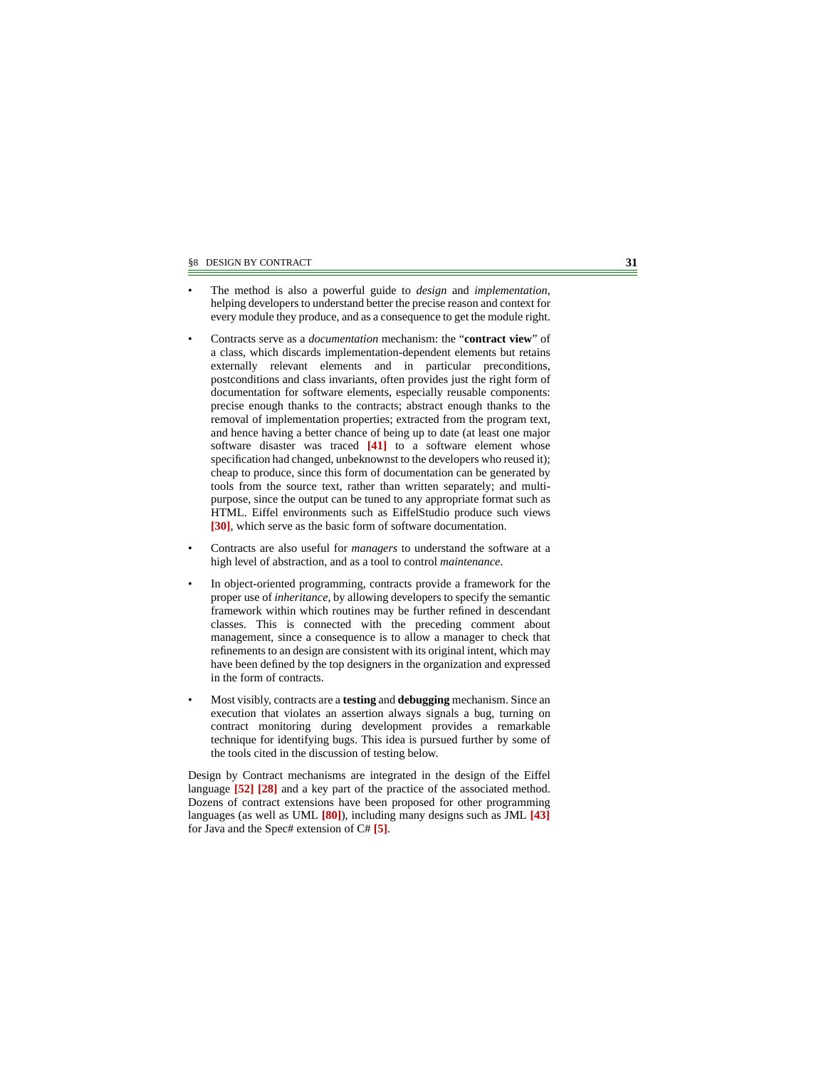- The method is also a powerful guide to *design* and *implementation*, helping developers to understand better the precise reason and context for every module they produce, and as a consequence to get the module right.
- Contracts serve as a *documentation* mechanism: the "**contract view**" of a class, which discards implementation-dependent elements but retains externally relevant elements and in particular preconditions, postconditions and class invariants, often provides just the right form of documentation for software elements, especially reusable components: precise enough thanks to the contracts; abstract enough thanks to the removal of implementation properties; extracted from the program text, and hence having a better chance of being up to date (at least one major software disaster was traced **[41]** to a software element whose specification had changed, unbeknownst to the developers who reused it); cheap to produce, since this form of documentation can be generated by tools from the source text, rather than written separately; and multi-purpose, since the output can be tuned to any appropriate format such as HTML. Eiffel environments such as EiffelStudio produce such views **[30]**, which serve as the basic form of software documentation.
- Contracts are also useful for *managers* to understand the software at a high level of abstraction, and as a tool to control *maintenance*.
- In object-oriented programming, contracts provide a framework for the proper use of *inheritance*, by allowing developers to specify the semantic framework within which routines may be further refined in descendant classes. This is connected with the preceding comment about management, since a consequence is to allow a manager to check that refinements to an design are consistent with its original intent, which may have been defined by the top designers in the organization and expressed in the form of contracts.
- Most visibly, contracts are a **testing** and **debugging** mechanism. Since an execution that violates an assertion always signals a bug, turning on contract monitoring during development provides a remarkable technique for identifying bugs. This idea is pursued further by some of the tools cited in the discussion of testing below.

Design by Contract mechanisms are integrated in the design of the Eiffel language **[52]** **[28]** and a key part of the practice of the associated method. Dozens of contract extensions have been proposed for other programming languages (as well as UML **[80]**), including many designs such as JML **[43]** for Java and the Spec# extension of C# **[5]**.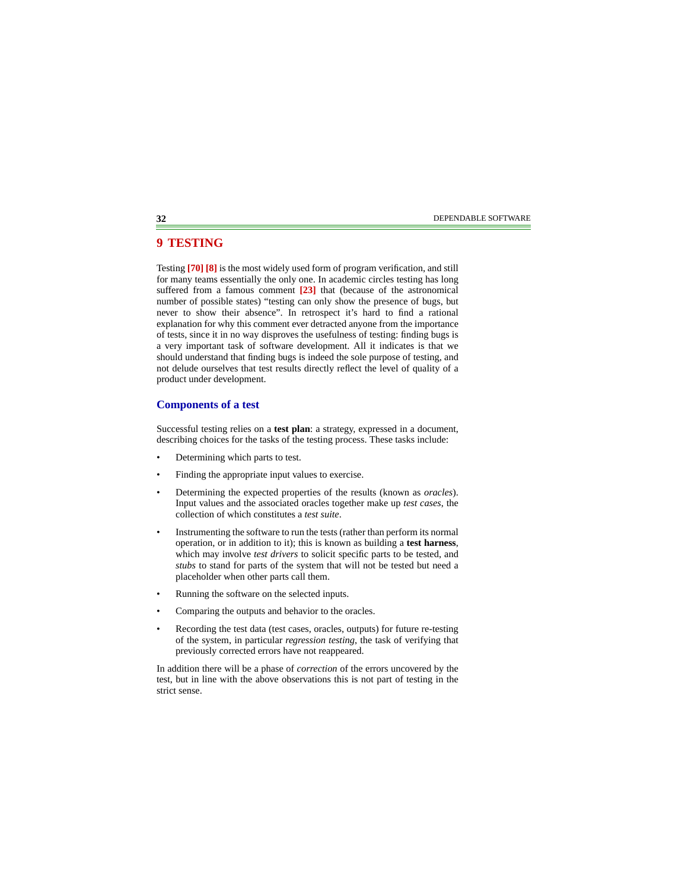# 9 TESTING

Testing [70] [8] is the most widely used form of program verification, and still for many teams essentially the only one. In academic circles testing has long suffered from a famous comment [23] that (because of the astronomical number of possible states) "testing can only show the presence of bugs, but never to show their absence". In retrospect it's hard to find a rational explanation for why this comment ever detracted anyone from the importance of tests, since it in no way disproves the usefulness of testing: finding bugs is a very important task of software development. All it indicates is that we should understand that finding bugs is indeed the sole purpose of testing, and not delude ourselves that test results directly reflect the level of quality of a product under development.

## Components of a test

Successful testing relies on a **test plan**: a strategy, expressed in a document, describing choices for the tasks of the testing process. These tasks include:

- Determining which parts to test.
- Finding the appropriate input values to exercise.
- Determining the expected properties of the results (known as *oracles*). Input values and the associated oracles together make up *test cases*, the collection of which constitutes a *test suite*.
- Instrumenting the software to run the tests (rather than perform its normal operation, or in addition to it); this is known as building a **test harness**, which may involve *test drivers* to solicit specific parts to be tested, and *stubs* to stand for parts of the system that will not be tested but need a placeholder when other parts call them.
- Running the software on the selected inputs.
- Comparing the outputs and behavior to the oracles.
- Recording the test data (test cases, oracles, outputs) for future re-testing of the system, in particular *regression testing*, the task of verifying that previously corrected errors have not reappeared.

In addition there will be a phase of *correction* of the errors uncovered by the test, but in line with the above observations this is not part of testing in the strict sense.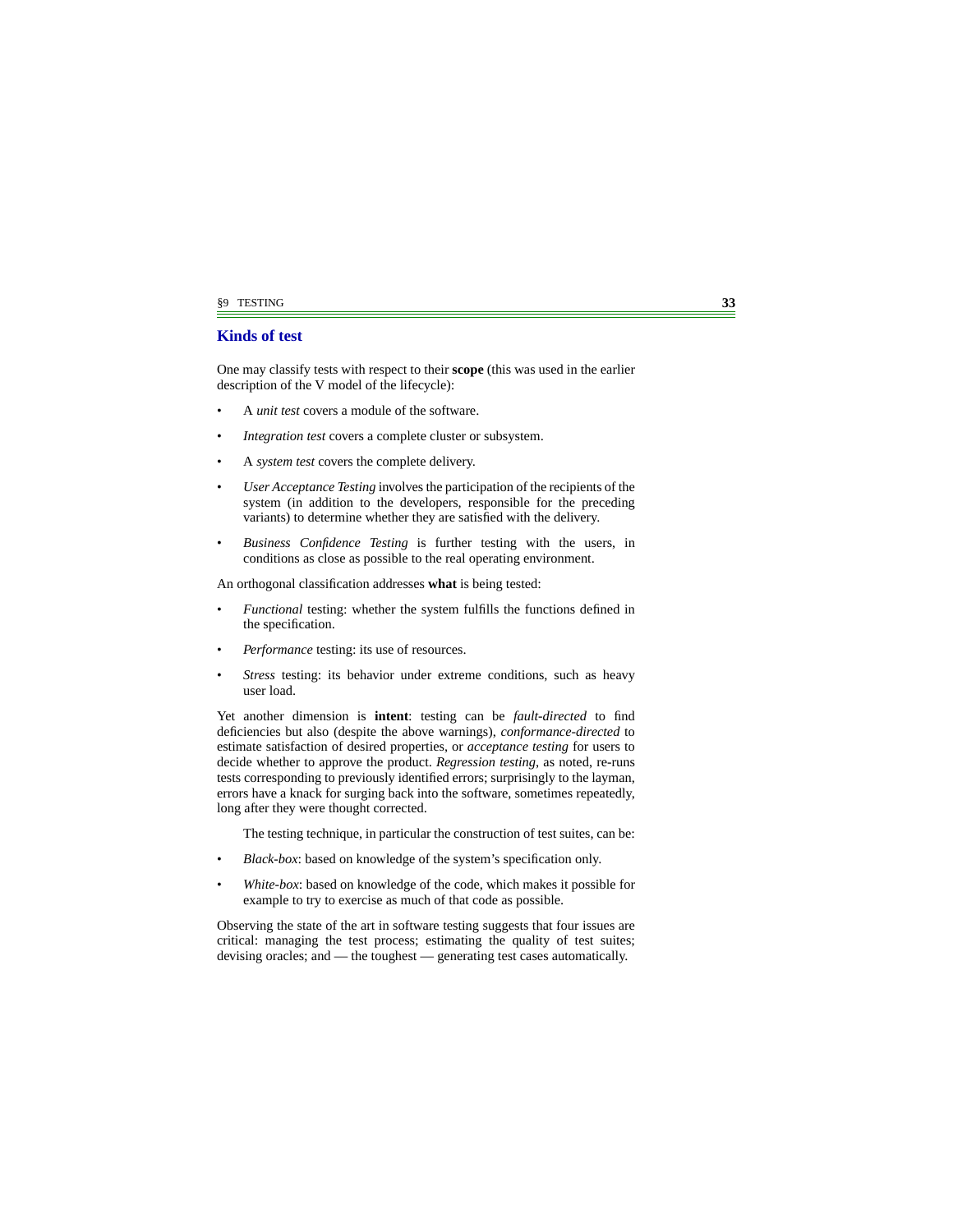## Kinds of test

One may classify tests with respect to their **scope** (this was used in the earlier description of the V model of the lifecycle):

- A *unit test* covers a module of the software.
- *Integration test* covers a complete cluster or subsystem.
- A *system test* covers the complete delivery.
- *User Acceptance Testing* involves the participation of the recipients of the system (in addition to the developers, responsible for the preceding variants) to determine whether they are satisfied with the delivery.
- *Business Confidence Testing* is further testing with the users, in conditions as close as possible to the real operating environment.

An orthogonal classification addresses **what** is being tested:

- *Functional* testing: whether the system fulfills the functions defined in the specification.
- *Performance* testing: its use of resources.
- *Stress* testing: its behavior under extreme conditions, such as heavy user load.

Yet another dimension is **intent**: testing can be *fault-directed* to find deficiencies but also (despite the above warnings), *conformance-directed* to estimate satisfaction of desired properties, or *acceptance testing* for users to decide whether to approve the product. *Regression testing*, as noted, re-runs tests corresponding to previously identified errors; surprisingly to the layman, errors have a knack for surging back into the software, sometimes repeatedly, long after they were thought corrected.

The testing technique, in particular the construction of test suites, can be:

- *Black-box*: based on knowledge of the system's specification only.
- *White-box*: based on knowledge of the code, which makes it possible for example to try to exercise as much of that code as possible.

Observing the state of the art in software testing suggests that four issues are critical: managing the test process; estimating the quality of test suites; devising oracles; and — the toughest — generating test cases automatically.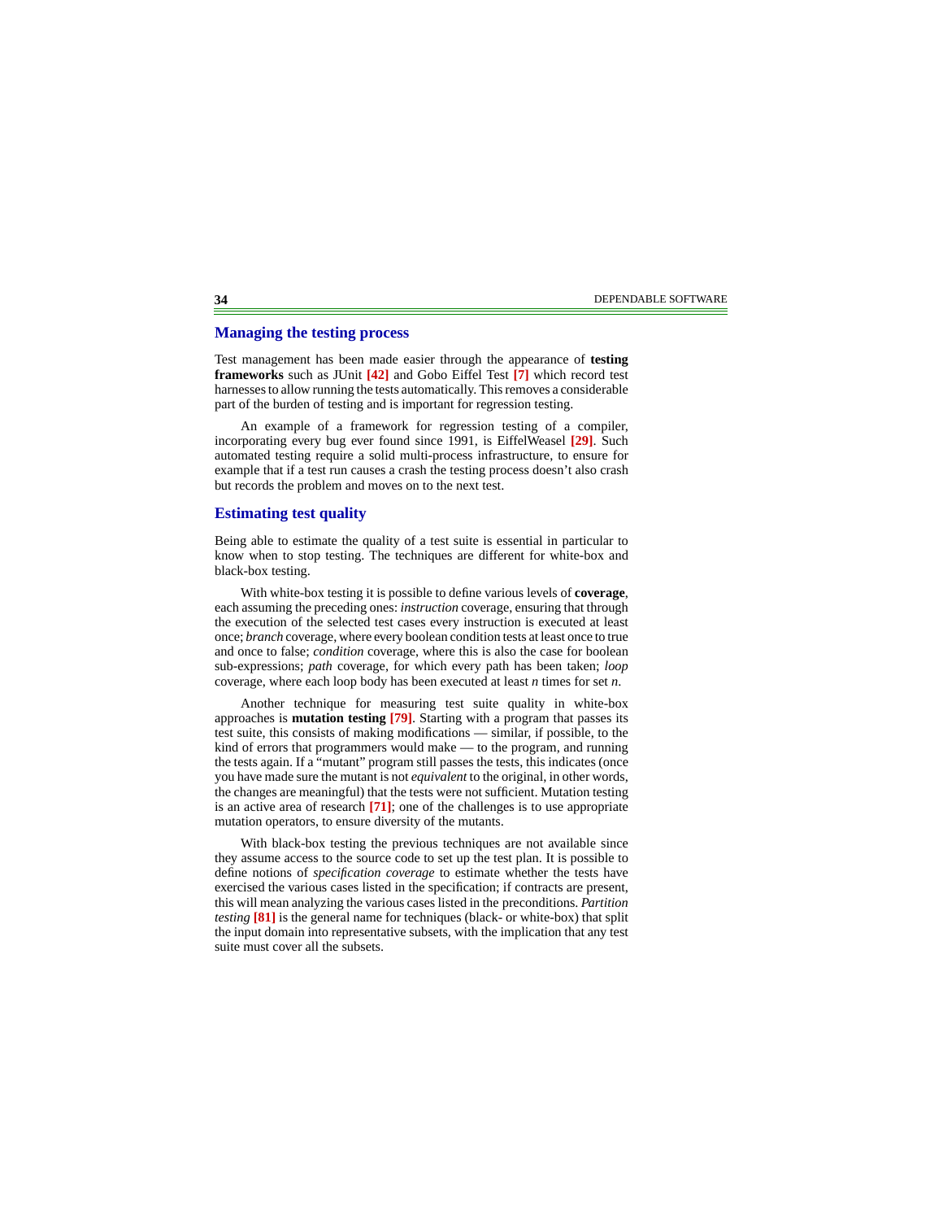## Managing the testing process

Test management has been made easier through the appearance of **testing frameworks** such as JUnit [42] and Gobo Eiffel Test [7] which record test harnesses to allow running the tests automatically. This removes a considerable part of the burden of testing and is important for regression testing.

An example of a framework for regression testing of a compiler, incorporating every bug ever found since 1991, is EiffelWeasel [29]. Such automated testing require a solid multi-process infrastructure, to ensure for example that if a test run causes a crash the testing process doesn't also crash but records the problem and moves on to the next test.

## Estimating test quality

Being able to estimate the quality of a test suite is essential in particular to know when to stop testing. The techniques are different for white-box and black-box testing.

With white-box testing it is possible to define various levels of **coverage**, each assuming the preceding ones: *instruction* coverage, ensuring that through the execution of the selected test cases every instruction is executed at least once; *branch* coverage, where every boolean condition tests at least once to true and once to false; *condition* coverage, where this is also the case for boolean sub-expressions; *path* coverage, for which every path has been taken; *loop* coverage, where each loop body has been executed at least *n* times for set *n*.

Another technique for measuring test suite quality in white-box approaches is **mutation testing** [79]. Starting with a program that passes its test suite, this consists of making modifications — similar, if possible, to the kind of errors that programmers would make — to the program, and running the tests again. If a "mutant" program still passes the tests, this indicates (once you have made sure the mutant is not *equivalent* to the original, in other words, the changes are meaningful) that the tests were not sufficient. Mutation testing is an active area of research [71]; one of the challenges is to use appropriate mutation operators, to ensure diversity of the mutants.

With black-box testing the previous techniques are not available since they assume access to the source code to set up the test plan. It is possible to define notions of *specification coverage* to estimate whether the tests have exercised the various cases listed in the specification; if contracts are present, this will mean analyzing the various cases listed in the preconditions. *Partition testing* [81] is the general name for techniques (black- or white-box) that split the input domain into representative subsets, with the implication that any test suite must cover all the subsets.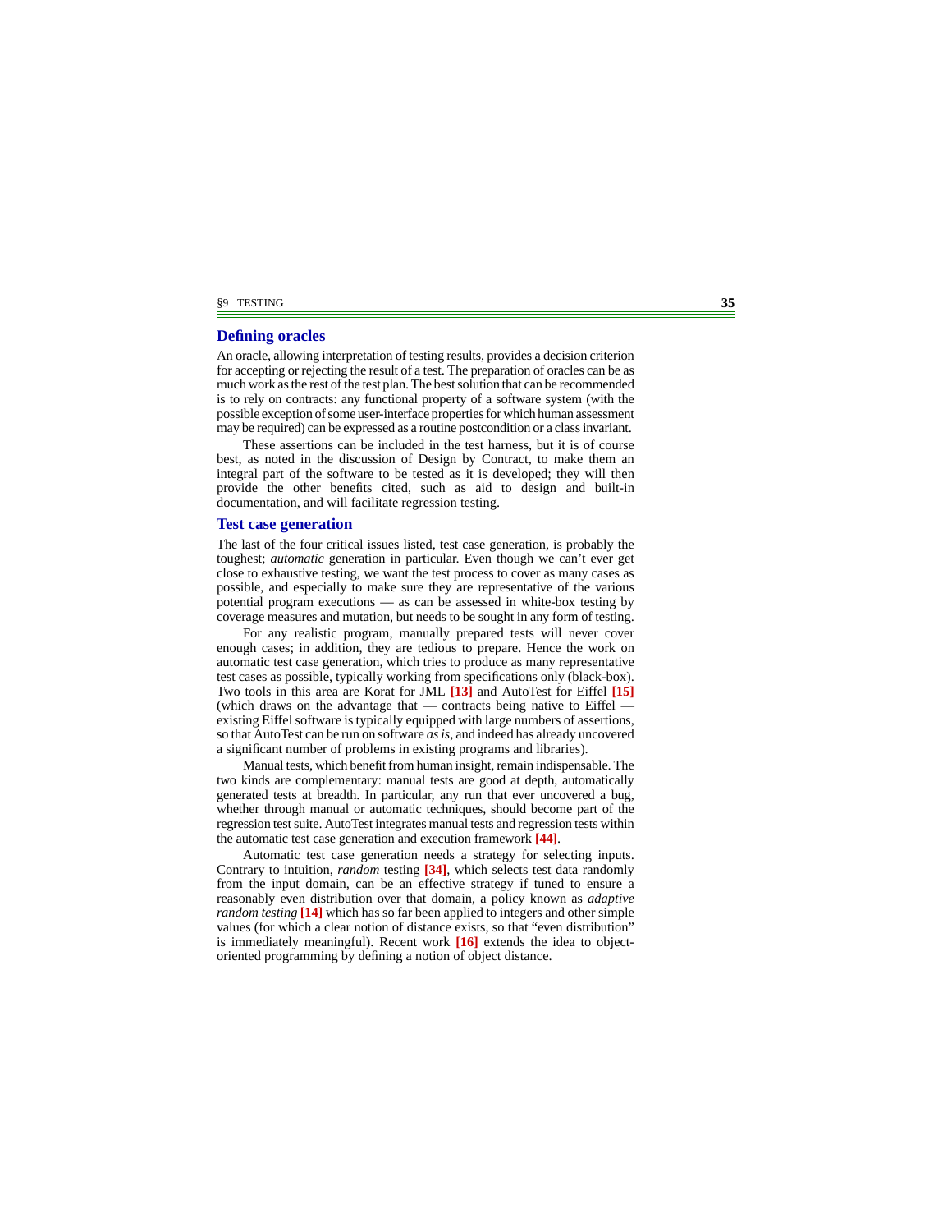## Defining oracles

An oracle, allowing interpretation of testing results, provides a decision criterion for accepting or rejecting the result of a test. The preparation of oracles can be as much work as the rest of the test plan. The best solution that can be recommended is to rely on contracts: any functional property of a software system (with the possible exception of some user-interface properties for which human assessment may be required) can be expressed as a routine postcondition or a class invariant.

These assertions can be included in the test harness, but it is of course best, as noted in the discussion of Design by Contract, to make them an integral part of the software to be tested as it is developed; they will then provide the other benefits cited, such as aid to design and built-in documentation, and will facilitate regression testing.

## Test case generation

The last of the four critical issues listed, test case generation, is probably the toughest; *automatic* generation in particular. Even though we can't ever get close to exhaustive testing, we want the test process to cover as many cases as possible, and especially to make sure they are representative of the various potential program executions — as can be assessed in white-box testing by coverage measures and mutation, but needs to be sought in any form of testing.

For any realistic program, manually prepared tests will never cover enough cases; in addition, they are tedious to prepare. Hence the work on automatic test case generation, which tries to produce as many representative test cases as possible, typically working from specifications only (black-box). Two tools in this area are Korat for JML **[13]** and AutoTest for Eiffel **[15]** (which draws on the advantage that — contracts being native to Eiffel — existing Eiffel software is typically equipped with large numbers of assertions, so that AutoTest can be run on software *as is*, and indeed has already uncovered a significant number of problems in existing programs and libraries).

Manual tests, which benefit from human insight, remain indispensable. The two kinds are complementary: manual tests are good at depth, automatically generated tests at breadth. In particular, any run that ever uncovered a bug, whether through manual or automatic techniques, should become part of the regression test suite. AutoTest integrates manual tests and regression tests within the automatic test case generation and execution framework **[44]**.

Automatic test case generation needs a strategy for selecting inputs. Contrary to intuition, *random* testing **[34]**, which selects test data randomly from the input domain, can be an effective strategy if tuned to ensure a reasonably even distribution over that domain, a policy known as *adaptive random testing* **[14]** which has so far been applied to integers and other simple values (for which a clear notion of distance exists, so that "even distribution" is immediately meaningful). Recent work **[16]** extends the idea to object-oriented programming by defining a notion of object distance.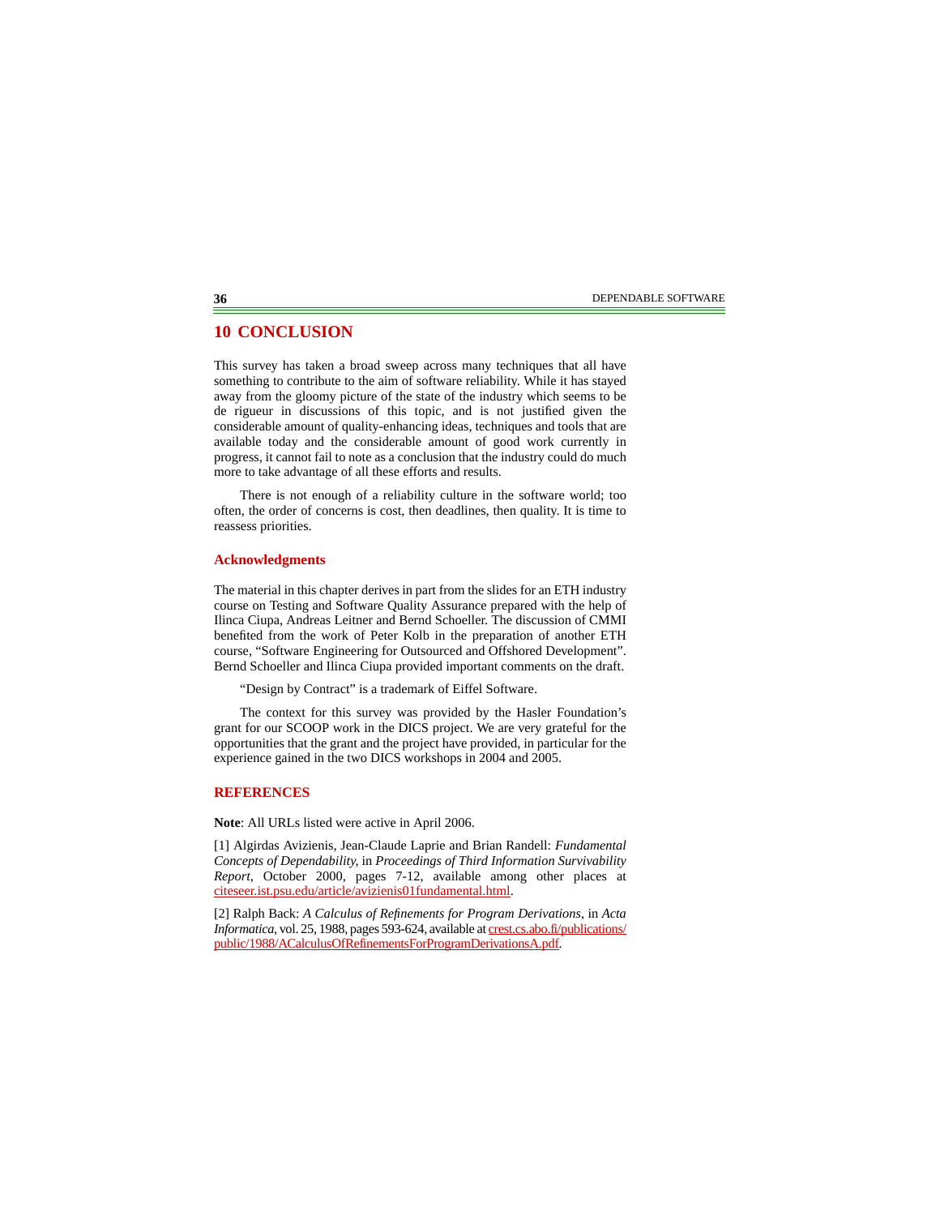# 10 CONCLUSION

This survey has taken a broad sweep across many techniques that all have something to contribute to the aim of software reliability. While it has stayed away from the gloomy picture of the state of the industry which seems to be de rigueur in discussions of this topic, and is not justified given the considerable amount of quality-enhancing ideas, techniques and tools that are available today and the considerable amount of good work currently in progress, it cannot fail to note as a conclusion that the industry could do much more to take advantage of all these efforts and results.

There is not enough of a reliability culture in the software world; too often, the order of concerns is cost, then deadlines, then quality. It is time to reassess priorities.

## Acknowledgments

The material in this chapter derives in part from the slides for an ETH industry course on Testing and Software Quality Assurance prepared with the help of Ilinca Ciupa, Andreas Leitner and Bernd Schoeller. The discussion of CMMI benefited from the work of Peter Kolb in the preparation of another ETH course, "Software Engineering for Outsourced and Offshored Development". Bernd Schoeller and Ilinca Ciupa provided important comments on the draft.

"Design by Contract" is a trademark of Eiffel Software.

The context for this survey was provided by the Hasler Foundation's grant for our SCOOP work in the DICS project. We are very grateful for the opportunities that the grant and the project have provided, in particular for the experience gained in the two DICS workshops in 2004 and 2005.

## REFERENCES

**Note**: All URLs listed were active in April 2006.

[1] Algirdas Avizienis, Jean-Claude Laprie and Brian Randell: *Fundamental Concepts of Dependability*, in *Proceedings of Third Information Survivability Report*, October 2000, pages 7-12, available among other places at citeseer.ist.psu.edu/article/avizienis01fundamental.html.

[2] Ralph Back: *A Calculus of Refinements for Program Derivations*, in *Acta Informatica*, vol. 25, 1988, pages 593-624, available at crest.cs.abo.fi/publications/public/1988/ACalculusOfRefinementsForProgramDerivationsA.pdf.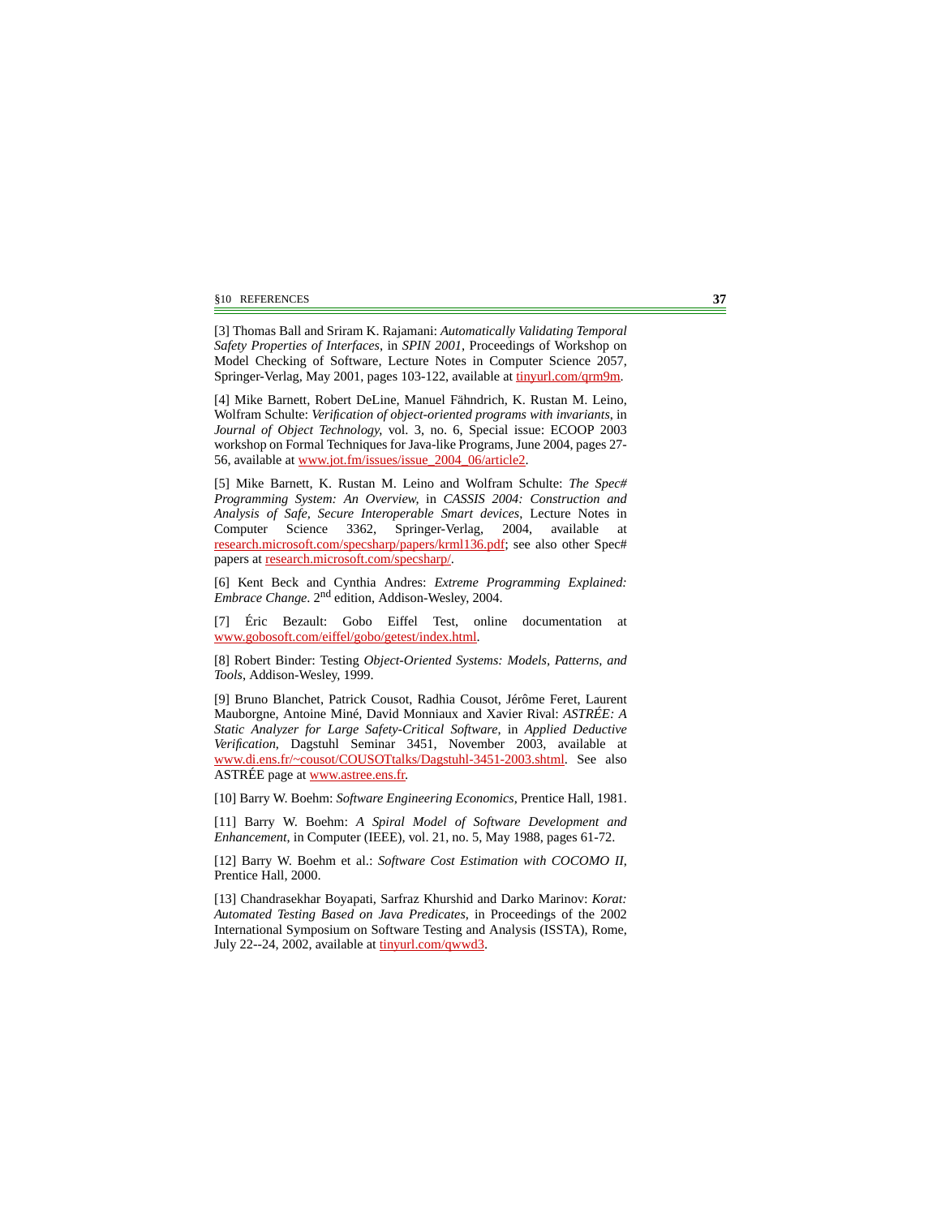[3] Thomas Ball and Sriram K. Rajamani: *Automatically Validating Temporal Safety Properties of Interfaces*, in *SPIN 2001*, Proceedings of Workshop on Model Checking of Software, Lecture Notes in Computer Science 2057, Springer-Verlag, May 2001, pages 103-122, available at tinyurl.com/qrm9m.

[4] Mike Barnett, Robert DeLine, Manuel Fähndrich, K. Rustan M. Leino, Wolfram Schulte: *Verification of object-oriented programs with invariants*, in *Journal of Object Technology*, vol. 3, no. 6, Special issue: ECOOP 2003 workshop on Formal Techniques for Java-like Programs, June 2004, pages 27-56, available at www.jot.fm/issues/issue_2004_06/article2.

[5] Mike Barnett, K. Rustan M. Leino and Wolfram Schulte: *The Spec# Programming System: An Overview*, in *CASSIS 2004: Construction and Analysis of Safe, Secure Interoperable Smart devices*, Lecture Notes in Computer Science 3362, Springer-Verlag, 2004, available at research.microsoft.com/specsharp/papers/krml136.pdf; see also other Spec# papers at research.microsoft.com/specsharp/.

[6] Kent Beck and Cynthia Andres: *Extreme Programming Explained: Embrace Change*. 2nd edition, Addison-Wesley, 2004.

[7] Éric Bezault: Gobo Eiffel Test, online documentation at www.gobosoft.com/eiffel/gobo/getest/index.html.

[8] Robert Binder: Testing *Object-Oriented Systems: Models, Patterns, and Tools*, Addison-Wesley, 1999.

[9] Bruno Blanchet, Patrick Cousot, Radhia Cousot, Jérôme Feret, Laurent Mauborgne, Antoine Miné, David Monniaux and Xavier Rival: *ASTRÉE: A Static Analyzer for Large Safety-Critical Software*, in *Applied Deductive Verification*, Dagstuhl Seminar 3451, November 2003, available at www.di.ens.fr/~cousot/COUSOTtalks/Dagstuhl-3451-2003.shtml. See also ASTRÉE page at www.astree.ens.fr.

[10] Barry W. Boehm: *Software Engineering Economics*, Prentice Hall, 1981.

[11] Barry W. Boehm: *A Spiral Model of Software Development and Enhancement*, in Computer (IEEE), vol. 21, no. 5, May 1988, pages 61-72.

[12] Barry W. Boehm et al.: *Software Cost Estimation with COCOMO II*, Prentice Hall, 2000.

[13] Chandrasekhar Boyapati, Sarfraz Khurshid and Darko Marinov: *Korat: Automated Testing Based on Java Predicates*, in Proceedings of the 2002 International Symposium on Software Testing and Analysis (ISSTA), Rome, July 22--24, 2002, available at tinyurl.com/qwwd3.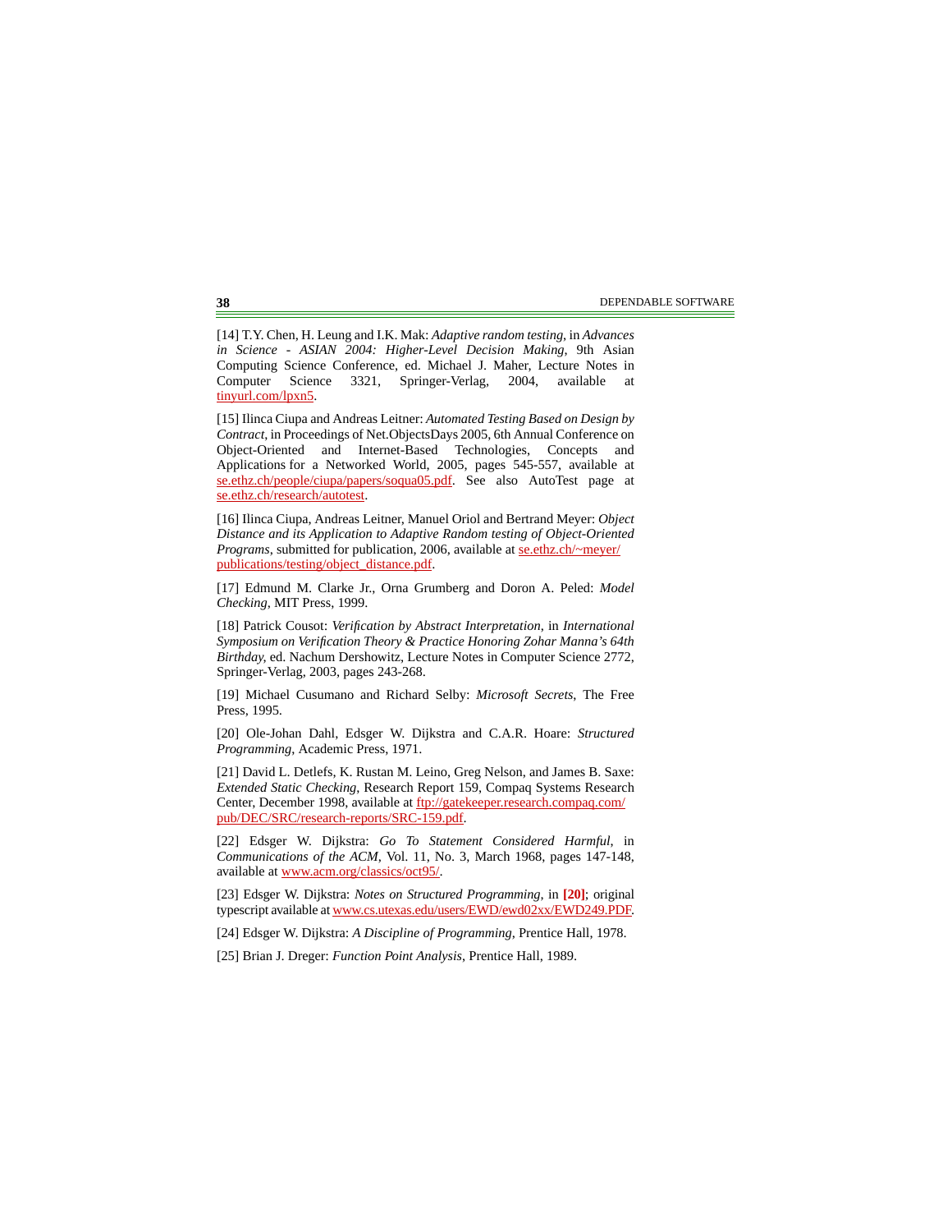[14] T.Y. Chen, H. Leung and I.K. Mak: *Adaptive random testing*, in *Advances in Science - ASIAN 2004: Higher-Level Decision Making*, 9th Asian Computing Science Conference, ed. Michael J. Maher, Lecture Notes in Computer Science 3321, Springer-Verlag, 2004, available at tinyurl.com/lpxn5.

[15] Ilinca Ciupa and Andreas Leitner: *Automated Testing Based on Design by Contract*, in Proceedings of Net.ObjectsDays 2005, 6th Annual Conference on Object-Oriented and Internet-Based Technologies, Concepts and Applications for a Networked World, 2005, pages 545-557, available at se.ethz.ch/people/ciupa/papers/soqua05.pdf. See also AutoTest page at se.ethz.ch/research/autotest.

[16] Ilinca Ciupa, Andreas Leitner, Manuel Oriol and Bertrand Meyer: *Object Distance and its Application to Adaptive Random testing of Object-Oriented Programs*, submitted for publication, 2006, available at se.ethz.ch/~meyer/publications/testing/object_distance.pdf.

[17] Edmund M. Clarke Jr., Orna Grumberg and Doron A. Peled: *Model Checking*, MIT Press, 1999.

[18] Patrick Cousot: *Verification by Abstract Interpretation*, in *International Symposium on Verification Theory & Practice Honoring Zohar Manna's 64th Birthday*, ed. Nachum Dershowitz, Lecture Notes in Computer Science 2772, Springer-Verlag, 2003, pages 243-268.

[19] Michael Cusumano and Richard Selby: *Microsoft Secrets*, The Free Press, 1995.

[20] Ole-Johan Dahl, Edsger W. Dijkstra and C.A.R. Hoare: *Structured Programming*, Academic Press, 1971.

[21] David L. Detlefs, K. Rustan M. Leino, Greg Nelson, and James B. Saxe: *Extended Static Checking*, Research Report 159, Compaq Systems Research Center, December 1998, available at ftp://gatekeeper.research.compaq.com/pub/DEC/SRC/research-reports/SRC-159.pdf.

[22] Edsger W. Dijkstra: *Go To Statement Considered Harmful*, in *Communications of the ACM*, Vol. 11, No. 3, March 1968, pages 147-148, available at www.acm.org/classics/oct95/.

[23] Edsger W. Dijkstra: *Notes on Structured Programming*, in **[20]**; original typescript available at www.cs.utexas.edu/users/EWD/ewd02xx/EWD249.PDF.

[24] Edsger W. Dijkstra: *A Discipline of Programming*, Prentice Hall, 1978.

[25] Brian J. Dreger: *Function Point Analysis*, Prentice Hall, 1989.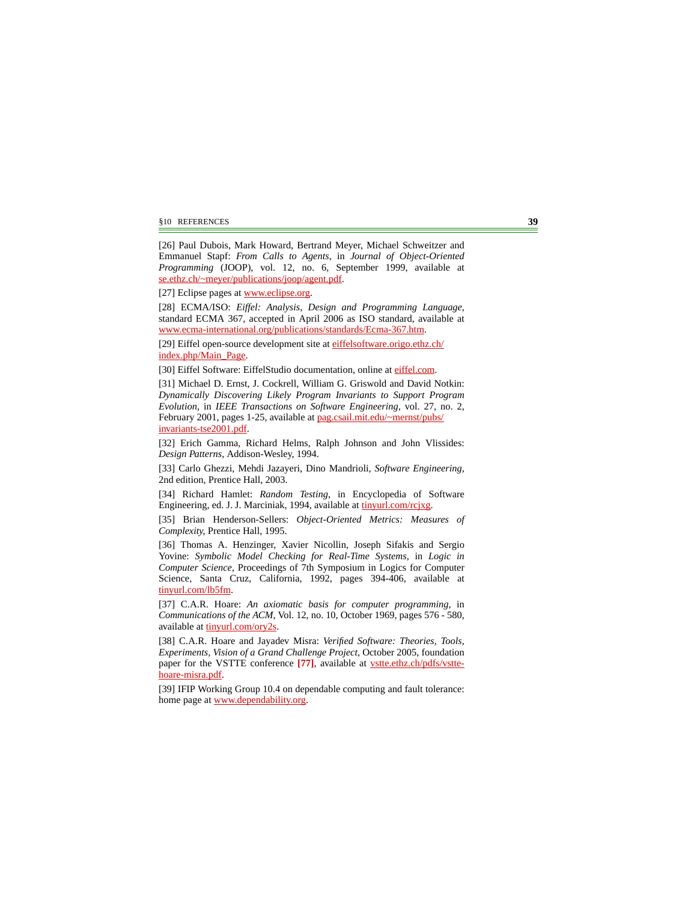[26] Paul Dubois, Mark Howard, Bertrand Meyer, Michael Schweitzer and Emmanuel Stapf: *From Calls to Agents*, in *Journal of Object-Oriented Programming* (JOOP), vol. 12, no. 6, September 1999, available at se.ethz.ch/~meyer/publications/joop/agent.pdf.

[27] Eclipse pages at www.eclipse.org.

[28] ECMA/ISO: *Eiffel: Analysis, Design and Programming Language*, standard ECMA 367, accepted in April 2006 as ISO standard, available at www.ecma-international.org/publications/standards/Ecma-367.htm.

[29] Eiffel open-source development site at eiffelsoftware.origo.ethz.ch/index.php/Main_Page.

[30] Eiffel Software: EiffelStudio documentation, online at eiffel.com.

[31] Michael D. Ernst, J. Cockrell, William G. Griswold and David Notkin: *Dynamically Discovering Likely Program Invariants to Support Program Evolution*, in *IEEE Transactions on Software Engineering*, vol. 27, no. 2, February 2001, pages 1-25, available at pag.csail.mit.edu/~mernst/pubs/invariants-tse2001.pdf.

[32] Erich Gamma, Richard Helms, Ralph Johnson and John Vlissides: *Design Patterns*, Addison-Wesley, 1994.

[33] Carlo Ghezzi, Mehdi Jazayeri, Dino Mandrioli, *Software Engineering*, 2nd edition, Prentice Hall, 2003.

[34] Richard Hamlet: *Random Testing*, in Encyclopedia of Software Engineering, ed. J. J. Marciniak, 1994, available at tinyurl.com/rcjxg.

[35] Brian Henderson-Sellers: *Object-Oriented Metrics: Measures of Complexity*, Prentice Hall, 1995.

[36] Thomas A. Henzinger, Xavier Nicollin, Joseph Sifakis and Sergio Yovine: *Symbolic Model Checking for Real-Time Systems*, in *Logic in Computer Science*, Proceedings of 7th Symposium in Logics for Computer Science, Santa Cruz, California, 1992, pages 394-406, available at tinyurl.com/lb5fm.

[37] C.A.R. Hoare: *An axiomatic basis for computer programming*, in *Communications of the ACM*, Vol. 12, no. 10, October 1969, pages 576 - 580, available at tinyurl.com/ory2s.

[38] C.A.R. Hoare and Jayadev Misra: *Verified Software: Theories, Tools, Experiments, Vision of a Grand Challenge Project*, October 2005, foundation paper for the VSTTE conference **[77]**, available at vstte.ethz.ch/pdfs/vstte-hoare-misra.pdf.

[39] IFIP Working Group 10.4 on dependable computing and fault tolerance: home page at www.dependability.org.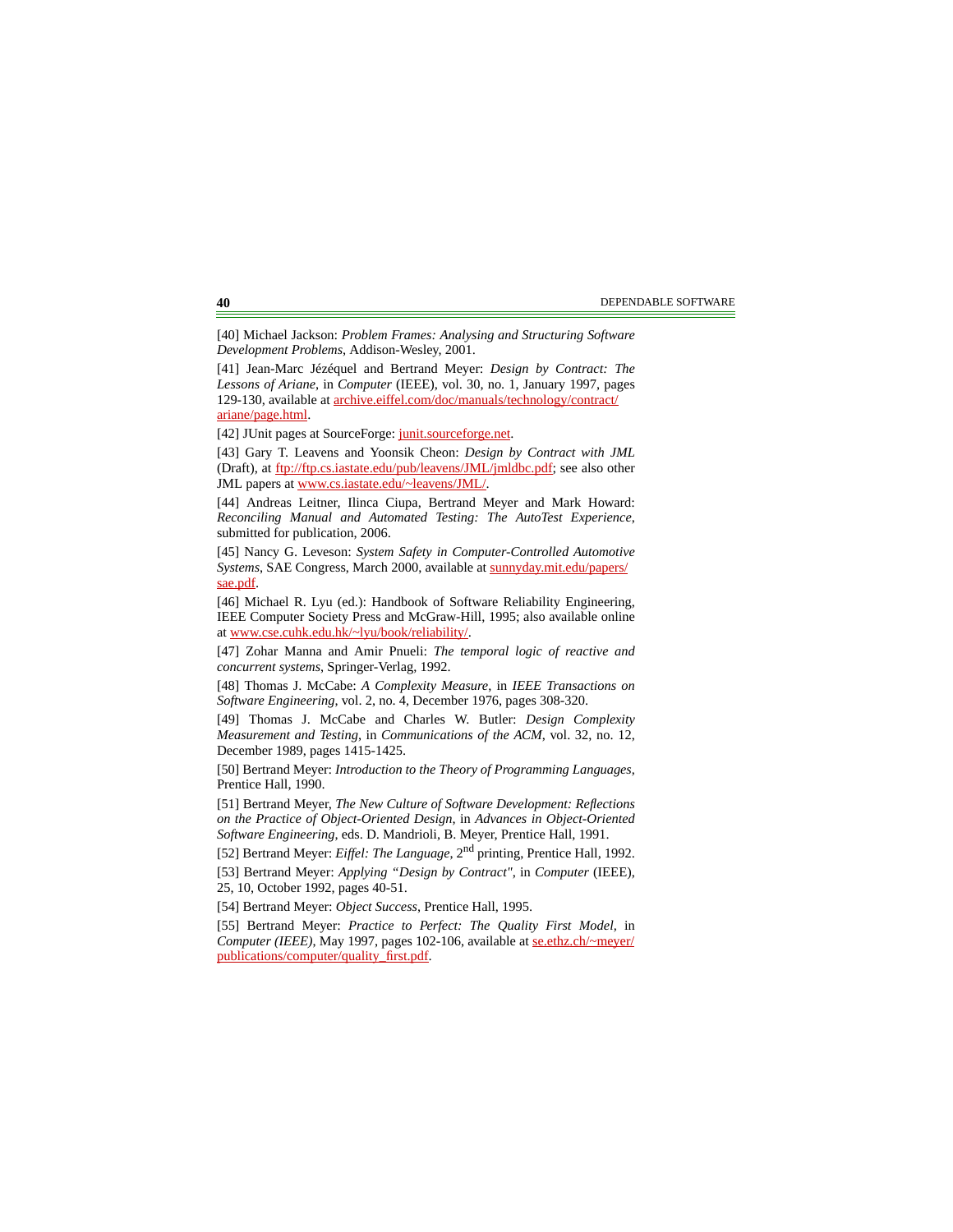[40] Michael Jackson: *Problem Frames: Analysing and Structuring Software Development Problems*, Addison-Wesley, 2001.

[41] Jean-Marc Jézéquel and Bertrand Meyer: *Design by Contract: The Lessons of Ariane*, in *Computer* (IEEE), vol. 30, no. 1, January 1997, pages 129-130, available at archive.eiffel.com/doc/manuals/technology/contract/ariane/page.html.

[42] JUnit pages at SourceForge: junit.sourceforge.net.

[43] Gary T. Leavens and Yoonsik Cheon: *Design by Contract with JML* (Draft), at ftp://ftp.cs.iastate.edu/pub/leavens/JML/jmldbc.pdf; see also other JML papers at www.cs.iastate.edu/~leavens/JML/.

[44] Andreas Leitner, Ilinca Ciupa, Bertrand Meyer and Mark Howard: *Reconciling Manual and Automated Testing: The AutoTest Experience*, submitted for publication, 2006.

[45] Nancy G. Leveson: *System Safety in Computer-Controlled Automotive Systems*, SAE Congress, March 2000, available at sunnyday.mit.edu/papers/sae.pdf.

[46] Michael R. Lyu (ed.): Handbook of Software Reliability Engineering, IEEE Computer Society Press and McGraw-Hill, 1995; also available online at www.cse.cuhk.edu.hk/~lyu/book/reliability/.

[47] Zohar Manna and Amir Pnueli: *The temporal logic of reactive and concurrent systems*, Springer-Verlag, 1992.

[48] Thomas J. McCabe: *A Complexity Measure*, in *IEEE Transactions on Software Engineering*, vol. 2, no. 4, December 1976, pages 308-320.

[49] Thomas J. McCabe and Charles W. Butler: *Design Complexity Measurement and Testing*, in *Communications of the ACM*, vol. 32, no. 12, December 1989, pages 1415-1425.

[50] Bertrand Meyer: *Introduction to the Theory of Programming Languages*, Prentice Hall, 1990.

[51] Bertrand Meyer, *The New Culture of Software Development: Reflections on the Practice of Object-Oriented Design*, in *Advances in Object-Oriented Software Engineering*, eds. D. Mandrioli, B. Meyer, Prentice Hall, 1991.

[52] Bertrand Meyer: *Eiffel: The Language*, 2nd printing, Prentice Hall, 1992.

[53] Bertrand Meyer: *Applying "Design by Contract"*, in *Computer* (IEEE), 25, 10, October 1992, pages 40-51.

[54] Bertrand Meyer: *Object Success*, Prentice Hall, 1995.

[55] Bertrand Meyer: *Practice to Perfect: The Quality First Model*, in *Computer (IEEE)*, May 1997, pages 102-106, available at se.ethz.ch/~meyer/publications/computer/quality_first.pdf.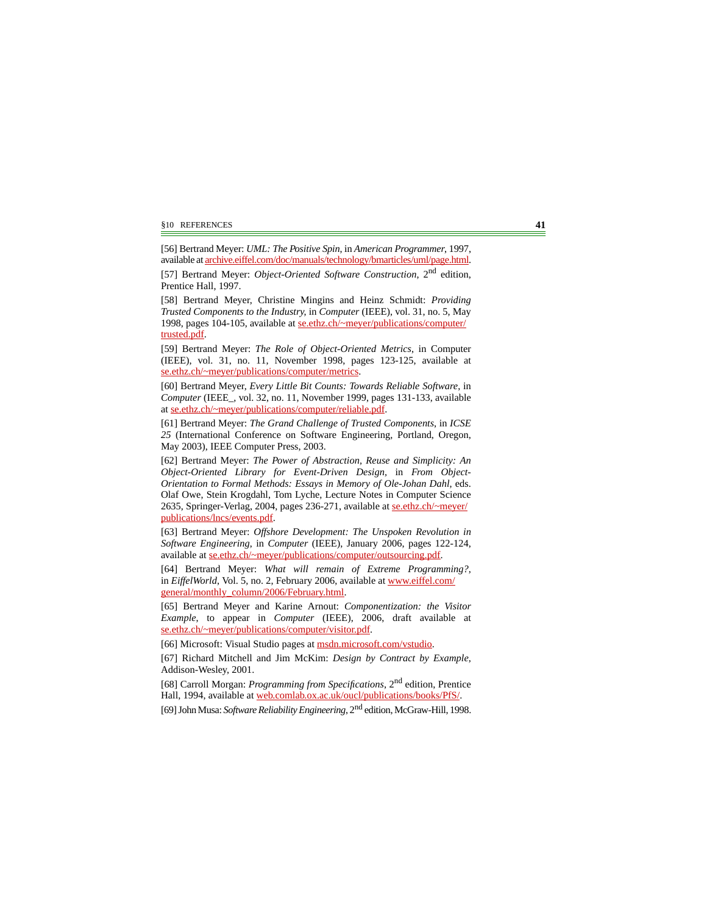[56] Bertrand Meyer: *UML: The Positive Spin*, in *American Programmer*, 1997, available at archive.eiffel.com/doc/manuals/technology/bmarticles/uml/page.html.

[57] Bertrand Meyer: *Object-Oriented Software Construction*, 2nd edition, Prentice Hall, 1997.

[58] Bertrand Meyer, Christine Mingins and Heinz Schmidt: *Providing Trusted Components to the Industry*, in *Computer* (IEEE), vol. 31, no. 5, May 1998, pages 104-105, available at se.ethz.ch/~meyer/publications/computer/trusted.pdf.

[59] Bertrand Meyer: *The Role of Object-Oriented Metrics*, in Computer (IEEE), vol. 31, no. 11, November 1998, pages 123-125, available at se.ethz.ch/~meyer/publications/computer/metrics.

[60] Bertrand Meyer, *Every Little Bit Counts: Towards Reliable Software*, in *Computer* (IEEE_, vol. 32, no. 11, November 1999, pages 131-133, available at se.ethz.ch/~meyer/publications/computer/reliable.pdf.

[61] Bertrand Meyer: *The Grand Challenge of Trusted Components*, in *ICSE 25* (International Conference on Software Engineering, Portland, Oregon, May 2003), IEEE Computer Press, 2003.

[62] Bertrand Meyer: *The Power of Abstraction, Reuse and Simplicity: An Object-Oriented Library for Event-Driven Design*, in *From Object-Orientation to Formal Methods: Essays in Memory of Ole-Johan Dahl*, eds. Olaf Owe, Stein Krogdahl, Tom Lyche, Lecture Notes in Computer Science 2635, Springer-Verlag, 2004, pages 236-271, available at se.ethz.ch/~meyer/publications/lncs/events.pdf.

[63] Bertrand Meyer: *Offshore Development: The Unspoken Revolution in Software Engineering*, in *Computer* (IEEE), January 2006, pages 122-124, available at se.ethz.ch/~meyer/publications/computer/outsourcing.pdf.

[64] Bertrand Meyer: *What will remain of Extreme Programming?*, in *EiffelWorld*, Vol. 5, no. 2, February 2006, available at www.eiffel.com/general/monthly_column/2006/February.html.

[65] Bertrand Meyer and Karine Arnout: *Componentization: the Visitor Example*, to appear in *Computer* (IEEE), 2006, draft available at se.ethz.ch/~meyer/publications/computer/visitor.pdf.

[66] Microsoft: Visual Studio pages at msdn.microsoft.com/vstudio.

[67] Richard Mitchell and Jim McKim: *Design by Contract by Example*, Addison-Wesley, 2001.

[68] Carroll Morgan: *Programming from Specifications*, 2nd edition, Prentice Hall, 1994, available at web.comlab.ox.ac.uk/oucl/publications/books/PfS/.

[69] John Musa: *Software Reliability Engineering*, 2nd edition, McGraw-Hill, 1998.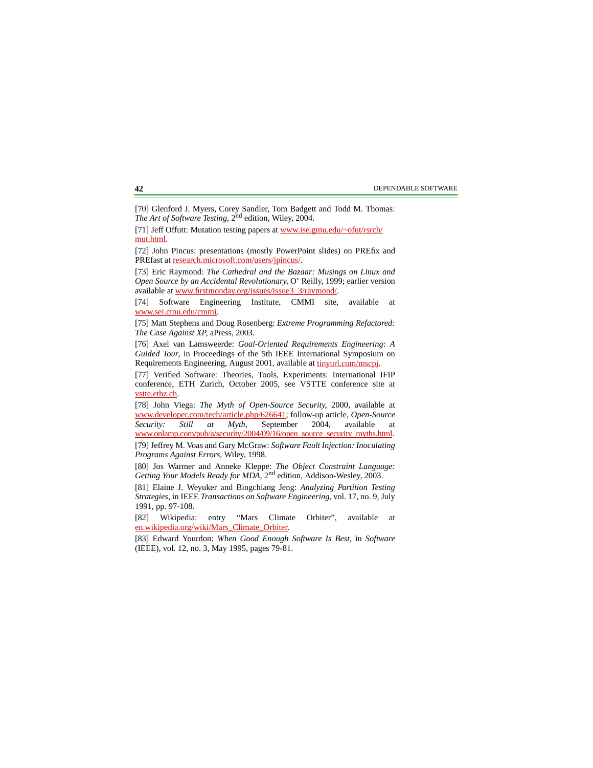[70] Glenford J. Myers, Corey Sandler, Tom Badgett and Todd M. Thomas: *The Art of Software Testing*, 2nd edition, Wiley, 2004.

[71] Jeff Offutt: Mutation testing papers at www.ise.gmu.edu/~ofut/rsrch/mut.html.

[72] John Pincus: presentations (mostly PowerPoint slides) on PREfix and PREfast at research.microsoft.com/users/jpincus/.

[73] Eric Raymond: *The Cathedral and the Bazaar: Musings on Linux and Open Source by an Accidental Revolutionary,* O' Reilly, 1999; earlier version available at www.firstmonday.org/issues/issue3_3/raymond/.

[74] Software Engineering Institute, CMMI site, available at www.sei.cmu.edu/cmmi.

[75] Matt Stephens and Doug Rosenberg: *Extreme Programming Refactored: The Case Against XP*, aPress, 2003.

[76] Axel van Lamsweerde: *Goal-Oriented Requirements Engineering: A Guided Tour,* in Proceedings of the 5th IEEE International Symposium on Requirements Engineering, August 2001, available at tinyurl.com/mscpj.

[77] Verified Software: Theories, Tools, Experiments: International IFIP conference, ETH Zurich, October 2005, see VSTTE conference site at vstte.ethz.ch.

[78] John Viega: *The Myth of Open-Source Security,* 2000, available at www.developer.com/tech/article.php/626641; follow-up article, *Open-Source Security: Still at Myth*, September 2004, available at www.onlamp.com/pub/a/security/2004/09/16/open_source_security_myths.html.

[79] Jeffrey M. Voas and Gary McGraw: *Software Fault Injection: Inoculating Programs Against Errors*, Wiley, 1998.

[80] Jos Warmer and Anneke Kleppe: *The Object Constraint Language: Getting Your Models Ready for MDA*, 2nd edition, Addison-Wesley, 2003.

[81] Elaine J. Weyuker and Bingchiang Jeng: *Analyzing Partition Testing Strategies*, in IEEE *Transactions on Software Engineering*, vol. 17, no. 9, July 1991, pp. 97-108.

[82] Wikipedia: entry "Mars Climate Orbiter", available at en.wikipedia.org/wiki/Mars_Climate_Orbiter.

[83] Edward Yourdon: *When Good Enough Software Is Best*, in *Software* (IEEE), vol. 12, no. 3, May 1995, pages 79-81.